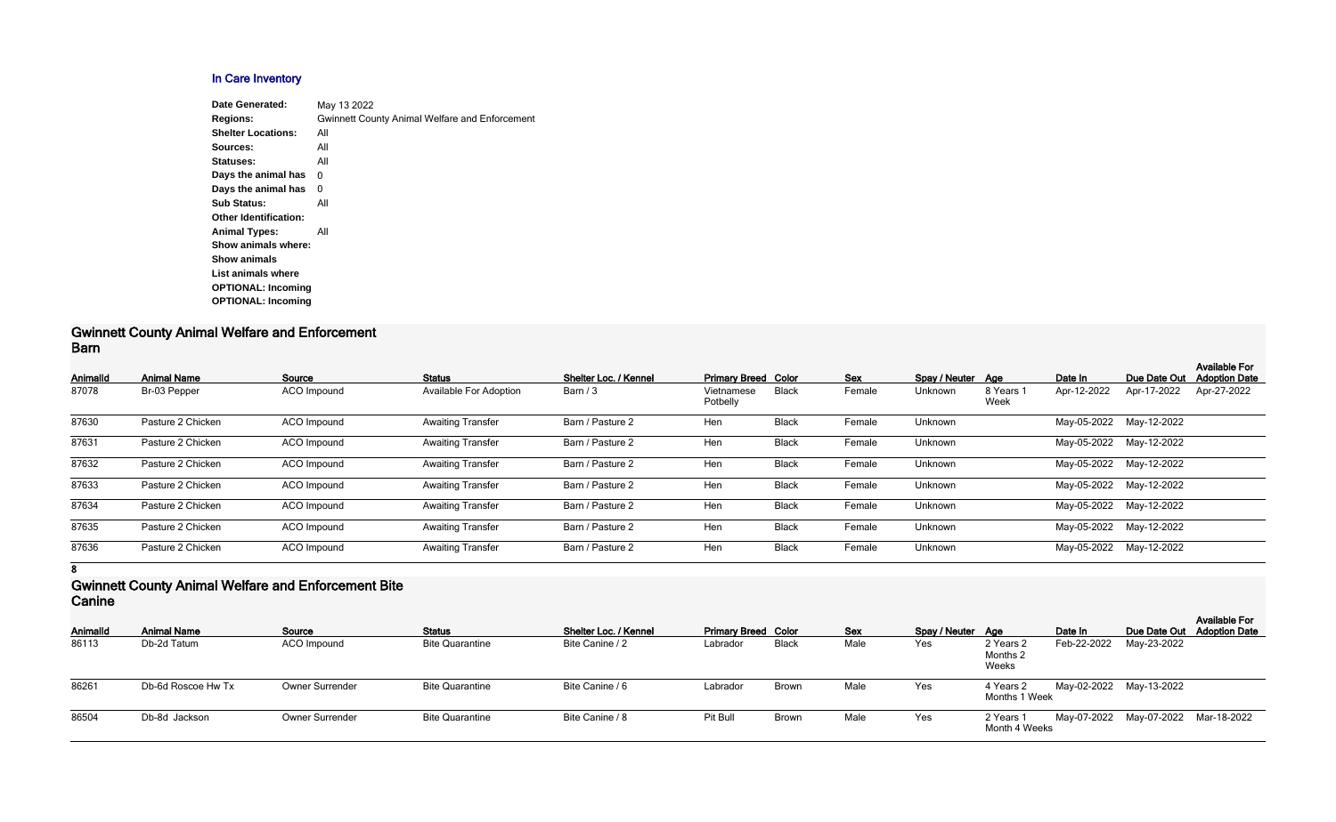## In Care Inventory

**Date Generated:** May 13 2022
**Regions:** Gwinnett County Animal Welfare and Enforcement
**Shelter Locations:** All
**Sources:** All
**Statuses:** All
**Days the animal has** 0
**Days the animal has** 0
**Sub Status:** All
**Other Identification:**
**Animal Types:** All
**Show animals where:**
**Show animals**
**List animals where**
**OPTIONAL: Incoming**
**OPTIONAL: Incoming**

## Gwinnett County Animal Welfare and Enforcement
### Barn

| AnimalId | Animal Name | Source | Status | Shelter Loc. / Kennel | Primary Breed | Color | Sex | Spay / Neuter | Age | Date In | Due Date Out | Available For Adoption Date |
|---|---|---|---|---|---|---|---|---|---|---|---|---|
| 87078 | Br-03 Pepper | ACO Impound | Available For Adoption | Barn / 3 | Vietnamese Potbelly | Black | Female | Unknown | 8 Years 1 Week | Apr-12-2022 | Apr-17-2022 | Apr-27-2022 |
| 87630 | Pasture 2 Chicken | ACO Impound | Awaiting Transfer | Barn / Pasture 2 | Hen | Black | Female | Unknown | | May-05-2022 | May-12-2022 | |
| 87631 | Pasture 2 Chicken | ACO Impound | Awaiting Transfer | Barn / Pasture 2 | Hen | Black | Female | Unknown | | May-05-2022 | May-12-2022 | |
| 87632 | Pasture 2 Chicken | ACO Impound | Awaiting Transfer | Barn / Pasture 2 | Hen | Black | Female | Unknown | | May-05-2022 | May-12-2022 | |
| 87633 | Pasture 2 Chicken | ACO Impound | Awaiting Transfer | Barn / Pasture 2 | Hen | Black | Female | Unknown | | May-05-2022 | May-12-2022 | |
| 87634 | Pasture 2 Chicken | ACO Impound | Awaiting Transfer | Barn / Pasture 2 | Hen | Black | Female | Unknown | | May-05-2022 | May-12-2022 | |
| 87635 | Pasture 2 Chicken | ACO Impound | Awaiting Transfer | Barn / Pasture 2 | Hen | Black | Female | Unknown | | May-05-2022 | May-12-2022 | |
| 87636 | Pasture 2 Chicken | ACO Impound | Awaiting Transfer | Barn / Pasture 2 | Hen | Black | Female | Unknown | | May-05-2022 | May-12-2022 | |

**8**

## Gwinnett County Animal Welfare and Enforcement Bite
### Canine

| AnimalId | Animal Name | Source | Status | Shelter Loc. / Kennel | Primary Breed | Color | Sex | Spay / Neuter | Age | Date In | Due Date Out | Available For Adoption Date |
|---|---|---|---|---|---|---|---|---|---|---|---|---|
| 86113 | Db-2d Tatum | ACO Impound | Bite Quarantine | Bite Canine / 2 | Labrador | Black | Male | Yes | 2 Years 2 Months 2 Weeks | Feb-22-2022 | May-23-2022 | |
| 86261 | Db-6d Roscoe Hw Tx | Owner Surrender | Bite Quarantine | Bite Canine / 6 | Labrador | Brown | Male | Yes | 4 Years 2 Months 1 Week | May-02-2022 | May-13-2022 | |
| 86504 | Db-8d Jackson | Owner Surrender | Bite Quarantine | Bite Canine / 8 | Pit Bull | Brown | Male | Yes | 2 Years 1 Month 4 Weeks | May-07-2022 | May-07-2022 | Mar-18-2022 |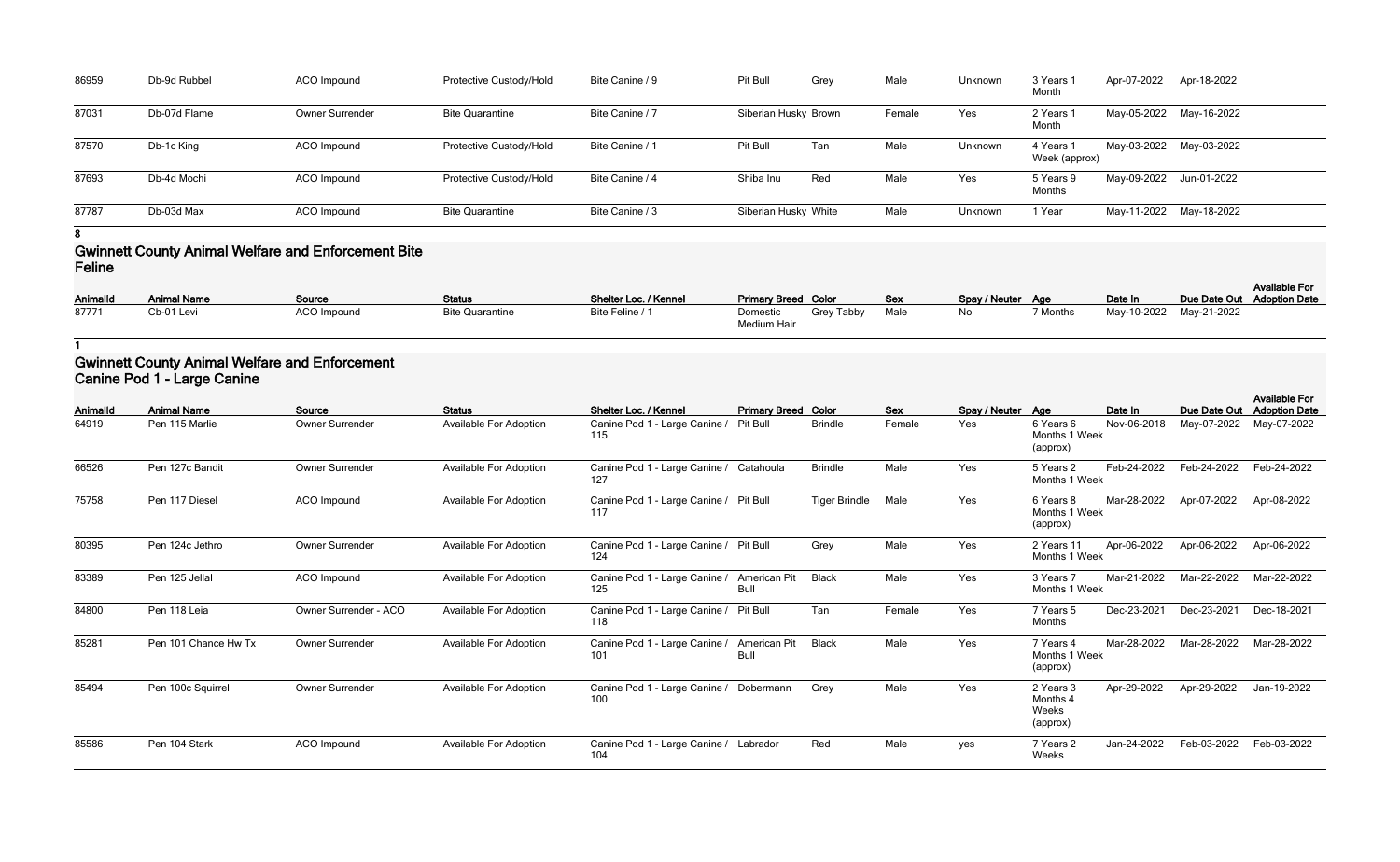| AnimalId | Animal Name | Source | Status | Shelter Loc. / Kennel | Primary Breed | Color | Sex | Spay / Neuter | Age | Date In | Due Date Out | Available For Adoption Date |
|---|---|---|---|---|---|---|---|---|---|---|---|---|
| 86959 | Db-9d Rubbel | ACO Impound | Protective Custody/Hold | Bite Canine / 9 | Pit Bull | Grey | Male | Unknown | 3 Years 1 Month | Apr-07-2022 | Apr-18-2022 | |
| 87031 | Db-07d Flame | Owner Surrender | Bite Quarantine | Bite Canine / 7 | Siberian Husky | Brown | Female | Yes | 2 Years 1 Month | May-05-2022 | May-16-2022 | |
| 87570 | Db-1c King | ACO Impound | Protective Custody/Hold | Bite Canine / 1 | Pit Bull | Tan | Male | Unknown | 4 Years 1 Week (approx) | May-03-2022 | May-03-2022 | |
| 87693 | Db-4d Mochi | ACO Impound | Protective Custody/Hold | Bite Canine / 4 | Shiba Inu | Red | Male | Yes | 5 Years 9 Months | May-09-2022 | Jun-01-2022 | |
| 87787 | Db-03d Max | ACO Impound | Bite Quarantine | Bite Canine / 3 | Siberian Husky | White | Male | Unknown | 1 Year | May-11-2022 | May-18-2022 | |

**8**

## Gwinnett County Animal Welfare and Enforcement Bite Feline

| AnimalId | Animal Name | Source | Status | Shelter Loc. / Kennel | Primary Breed | Color | Sex | Spay / Neuter | Age | Date In | Due Date Out | Available For Adoption Date |
|---|---|---|---|---|---|---|---|---|---|---|---|---|
| 87771 | Cb-01 Levi | ACO Impound | Bite Quarantine | Bite Feline / 1 | Domestic Medium Hair | Grey Tabby | Male | No | 7 Months | May-10-2022 | May-21-2022 | |

**1**

## Gwinnett County Animal Welfare and Enforcement Canine Pod 1 - Large Canine

| AnimalId | Animal Name | Source | Status | Shelter Loc. / Kennel | Primary Breed | Color | Sex | Spay / Neuter | Age | Date In | Due Date Out | Available For Adoption Date |
|---|---|---|---|---|---|---|---|---|---|---|---|---|
| 64919 | Pen 115 Marlie | Owner Surrender | Available For Adoption | Canine Pod 1 - Large Canine / 115 | Pit Bull | Brindle | Female | Yes | 6 Years 6 Months 1 Week (approx) | Nov-06-2018 | May-07-2022 | May-07-2022 |
| 66526 | Pen 127c Bandit | Owner Surrender | Available For Adoption | Canine Pod 1 - Large Canine / 127 | Catahoula | Brindle | Male | Yes | 5 Years 2 Months 1 Week | Feb-24-2022 | Feb-24-2022 | Feb-24-2022 |
| 75758 | Pen 117 Diesel | ACO Impound | Available For Adoption | Canine Pod 1 - Large Canine / 117 | Pit Bull | Tiger Brindle | Male | Yes | 6 Years 8 Months 1 Week (approx) | Mar-28-2022 | Apr-07-2022 | Apr-08-2022 |
| 80395 | Pen 124c Jethro | Owner Surrender | Available For Adoption | Canine Pod 1 - Large Canine / 124 | Pit Bull | Grey | Male | Yes | 2 Years 11 Months 1 Week | Apr-06-2022 | Apr-06-2022 | Apr-06-2022 |
| 83389 | Pen 125 Jellal | ACO Impound | Available For Adoption | Canine Pod 1 - Large Canine / 125 | American Pit Bull | Black | Male | Yes | 3 Years 7 Months 1 Week | Mar-21-2022 | Mar-22-2022 | Mar-22-2022 |
| 84800 | Pen 118 Leia | Owner Surrender - ACO | Available For Adoption | Canine Pod 1 - Large Canine / 118 | Pit Bull | Tan | Female | Yes | 7 Years 5 Months | Dec-23-2021 | Dec-23-2021 | Dec-18-2021 |
| 85281 | Pen 101 Chance Hw Tx | Owner Surrender | Available For Adoption | Canine Pod 1 - Large Canine / 101 | American Pit Bull | Black | Male | Yes | 7 Years 4 Months 1 Week (approx) | Mar-28-2022 | Mar-28-2022 | Mar-28-2022 |
| 85494 | Pen 100c Squirrel | Owner Surrender | Available For Adoption | Canine Pod 1 - Large Canine / 100 | Dobermann | Grey | Male | Yes | 2 Years 3 Months 4 Weeks (approx) | Apr-29-2022 | Apr-29-2022 | Jan-19-2022 |
| 85586 | Pen 104 Stark | ACO Impound | Available For Adoption | Canine Pod 1 - Large Canine / 104 | Labrador | Red | Male | yes | 7 Years 2 Weeks | Jan-24-2022 | Feb-03-2022 | Feb-03-2022 |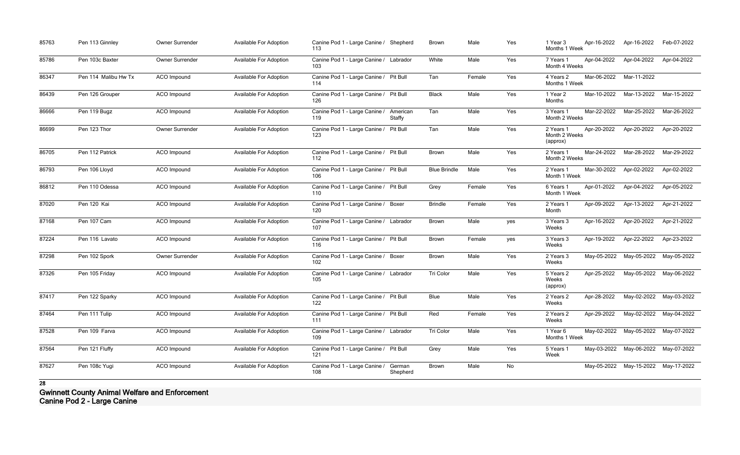| | | | | | | | | | | | | |
|---|---|---|---|---|---|---|---|---|---|---|---|---|
| 85763 | Pen 113 Ginnley | Owner Surrender | Available For Adoption | Canine Pod 1 - Large Canine / 113 | Shepherd | Brown | Male | Yes | 1 Year 3 Months 1 Week | Apr-16-2022 | Apr-16-2022 | Feb-07-2022 |
| 85786 | Pen 103c Baxter | Owner Surrender | Available For Adoption | Canine Pod 1 - Large Canine / 103 | Labrador | White | Male | Yes | 7 Years 1 Month 4 Weeks | Apr-04-2022 | Apr-04-2022 | Apr-04-2022 |
| 86347 | Pen 114 Malibu Hw Tx | ACO Impound | Available For Adoption | Canine Pod 1 - Large Canine / 114 | Pit Bull | Tan | Female | Yes | 4 Years 2 Months 1 Week | Mar-06-2022 | Mar-11-2022 | |
| 86439 | Pen 126 Grouper | ACO Impound | Available For Adoption | Canine Pod 1 - Large Canine / 126 | Pit Bull | Black | Male | Yes | 1 Year 2 Months | Mar-10-2022 | Mar-13-2022 | Mar-15-2022 |
| 86666 | Pen 119 Bugz | ACO Impound | Available For Adoption | Canine Pod 1 - Large Canine / 119 | American Staffy | Tan | Male | Yes | 3 Years 1 Month 2 Weeks | Mar-22-2022 | Mar-25-2022 | Mar-26-2022 |
| 86699 | Pen 123 Thor | Owner Surrender | Available For Adoption | Canine Pod 1 - Large Canine / 123 | Pit Bull | Tan | Male | Yes | 2 Years 1 Month 2 Weeks (approx) | Apr-20-2022 | Apr-20-2022 | Apr-20-2022 |
| 86705 | Pen 112 Patrick | ACO Impound | Available For Adoption | Canine Pod 1 - Large Canine / 112 | Pit Bull | Brown | Male | Yes | 2 Years 1 Month 2 Weeks | Mar-24-2022 | Mar-28-2022 | Mar-29-2022 |
| 86793 | Pen 106 Lloyd | ACO Impound | Available For Adoption | Canine Pod 1 - Large Canine / 106 | Pit Bull | Blue Brindle | Male | Yes | 2 Years 1 Month 1 Week | Mar-30-2022 | Apr-02-2022 | Apr-02-2022 |
| 86812 | Pen 110 Odessa | ACO Impound | Available For Adoption | Canine Pod 1 - Large Canine / 110 | Pit Bull | Grey | Female | Yes | 6 Years 1 Month 1 Week | Apr-01-2022 | Apr-04-2022 | Apr-05-2022 |
| 87020 | Pen 120 Kai | ACO Impound | Available For Adoption | Canine Pod 1 - Large Canine / 120 | Boxer | Brindle | Female | Yes | 2 Years 1 Month | Apr-09-2022 | Apr-13-2022 | Apr-21-2022 |
| 87168 | Pen 107 Cam | ACO Impound | Available For Adoption | Canine Pod 1 - Large Canine / 107 | Labrador | Brown | Male | yes | 3 Years 3 Weeks | Apr-16-2022 | Apr-20-2022 | Apr-21-2022 |
| 87224 | Pen 116 Lavato | ACO Impound | Available For Adoption | Canine Pod 1 - Large Canine / 116 | Pit Bull | Brown | Female | yes | 3 Years 3 Weeks | Apr-19-2022 | Apr-22-2022 | Apr-23-2022 |
| 87298 | Pen 102 Spork | Owner Surrender | Available For Adoption | Canine Pod 1 - Large Canine / 102 | Boxer | Brown | Male | Yes | 2 Years 3 Weeks | May-05-2022 | May-05-2022 | May-05-2022 |
| 87326 | Pen 105 Friday | ACO Impound | Available For Adoption | Canine Pod 1 - Large Canine / 105 | Labrador | Tri Color | Male | Yes | 5 Years 2 Weeks (approx) | Apr-25-2022 | May-05-2022 | May-06-2022 |
| 87417 | Pen 122 Sparky | ACO Impound | Available For Adoption | Canine Pod 1 - Large Canine / 122 | Pit Bull | Blue | Male | Yes | 2 Years 2 Weeks | Apr-28-2022 | May-02-2022 | May-03-2022 |
| 87464 | Pen 111 Tulip | ACO Impound | Available For Adoption | Canine Pod 1 - Large Canine / 111 | Pit Bull | Red | Female | Yes | 2 Years 2 Weeks | Apr-29-2022 | May-02-2022 | May-04-2022 |
| 87528 | Pen 109 Farva | ACO Impound | Available For Adoption | Canine Pod 1 - Large Canine / 109 | Labrador | Tri Color | Male | Yes | 1 Year 6 Months 1 Week | May-02-2022 | May-05-2022 | May-07-2022 |
| 87564 | Pen 121 Fluffy | ACO Impound | Available For Adoption | Canine Pod 1 - Large Canine / 121 | Pit Bull | Grey | Male | Yes | 5 Years 1 Week | May-03-2022 | May-06-2022 | May-07-2022 |
| 87627 | Pen 108c Yugi | ACO Impound | Available For Adoption | Canine Pod 1 - Large Canine / 108 | German Shepherd | Brown | Male | No | | May-05-2022 | May-15-2022 | May-17-2022 |

**28**

**Gwinnett County Animal Welfare and Enforcement**
**Canine Pod 2 - Large Canine**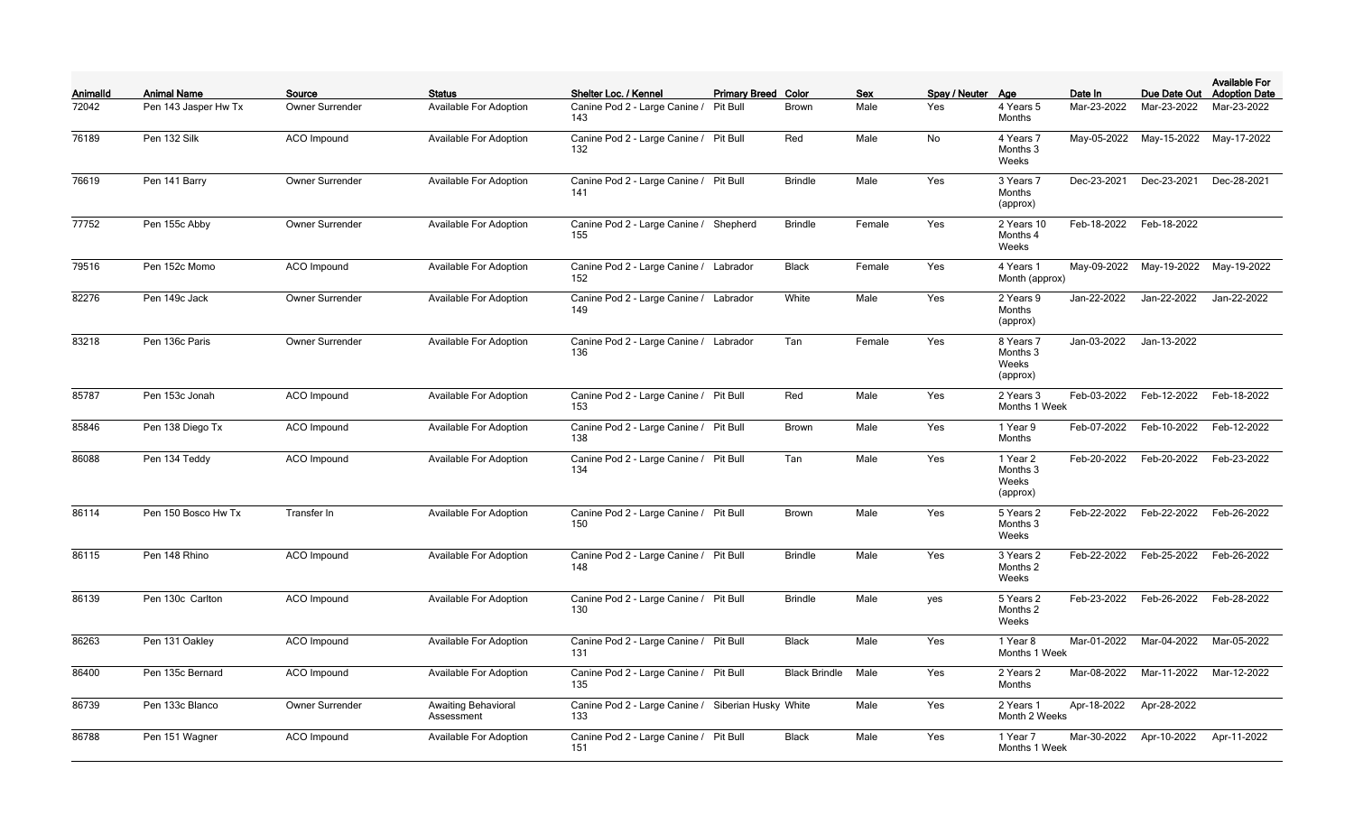| AnimalId | Animal Name | Source | Status | Shelter Loc. / Kennel | Primary Breed | Color | Sex | Spay / Neuter | Age | Date In | Due Date Out | Available For Adoption Date |
|---|---|---|---|---|---|---|---|---|---|---|---|---|
| 72042 | Pen 143 Jasper Hw Tx | Owner Surrender | Available For Adoption | Canine Pod 2 - Large Canine / 143 | Pit Bull | Brown | Male | Yes | 4 Years 5 Months | Mar-23-2022 | Mar-23-2022 | Mar-23-2022 |
| 76189 | Pen 132 Silk | ACO Impound | Available For Adoption | Canine Pod 2 - Large Canine / 132 | Pit Bull | Red | Male | No | 4 Years 7 Months 3 Weeks | May-05-2022 | May-15-2022 | May-17-2022 |
| 76619 | Pen 141 Barry | Owner Surrender | Available For Adoption | Canine Pod 2 - Large Canine / 141 | Pit Bull | Brindle | Male | Yes | 3 Years 7 Months (approx) | Dec-23-2021 | Dec-23-2021 | Dec-28-2021 |
| 77752 | Pen 155c Abby | Owner Surrender | Available For Adoption | Canine Pod 2 - Large Canine / 155 | Shepherd | Brindle | Female | Yes | 2 Years 10 Months 4 Weeks | Feb-18-2022 | Feb-18-2022 | |
| 79516 | Pen 152c Momo | ACO Impound | Available For Adoption | Canine Pod 2 - Large Canine / 152 | Labrador | Black | Female | Yes | 4 Years 1 Month (approx) | May-09-2022 | May-19-2022 | May-19-2022 |
| 82276 | Pen 149c Jack | Owner Surrender | Available For Adoption | Canine Pod 2 - Large Canine / 149 | Labrador | White | Male | Yes | 2 Years 9 Months (approx) | Jan-22-2022 | Jan-22-2022 | Jan-22-2022 |
| 83218 | Pen 136c Paris | Owner Surrender | Available For Adoption | Canine Pod 2 - Large Canine / 136 | Labrador | Tan | Female | Yes | 8 Years 7 Months 3 Weeks (approx) | Jan-03-2022 | Jan-13-2022 | |
| 85787 | Pen 153c Jonah | ACO Impound | Available For Adoption | Canine Pod 2 - Large Canine / 153 | Pit Bull | Red | Male | Yes | 2 Years 3 Months 1 Week | Feb-03-2022 | Feb-12-2022 | Feb-18-2022 |
| 85846 | Pen 138 Diego Tx | ACO Impound | Available For Adoption | Canine Pod 2 - Large Canine / 138 | Pit Bull | Brown | Male | Yes | 1 Year 9 Months | Feb-07-2022 | Feb-10-2022 | Feb-12-2022 |
| 86088 | Pen 134 Teddy | ACO Impound | Available For Adoption | Canine Pod 2 - Large Canine / 134 | Pit Bull | Tan | Male | Yes | 1 Year 2 Months 3 Weeks (approx) | Feb-20-2022 | Feb-20-2022 | Feb-23-2022 |
| 86114 | Pen 150 Bosco Hw Tx | Transfer In | Available For Adoption | Canine Pod 2 - Large Canine / 150 | Pit Bull | Brown | Male | Yes | 5 Years 2 Months 3 Weeks | Feb-22-2022 | Feb-22-2022 | Feb-26-2022 |
| 86115 | Pen 148 Rhino | ACO Impound | Available For Adoption | Canine Pod 2 - Large Canine / 148 | Pit Bull | Brindle | Male | Yes | 3 Years 2 Months 2 Weeks | Feb-22-2022 | Feb-25-2022 | Feb-26-2022 |
| 86139 | Pen 130c Carlton | ACO Impound | Available For Adoption | Canine Pod 2 - Large Canine / 130 | Pit Bull | Brindle | Male | yes | 5 Years 2 Months 2 Weeks | Feb-23-2022 | Feb-26-2022 | Feb-28-2022 |
| 86263 | Pen 131 Oakley | ACO Impound | Available For Adoption | Canine Pod 2 - Large Canine / 131 | Pit Bull | Black | Male | Yes | 1 Year 8 Months 1 Week | Mar-01-2022 | Mar-04-2022 | Mar-05-2022 |
| 86400 | Pen 135c Bernard | ACO Impound | Available For Adoption | Canine Pod 2 - Large Canine / 135 | Pit Bull | Black Brindle | Male | Yes | 2 Years 2 Months | Mar-08-2022 | Mar-11-2022 | Mar-12-2022 |
| 86739 | Pen 133c Blanco | Owner Surrender | Awaiting Behavioral Assessment | Canine Pod 2 - Large Canine / 133 | Siberian Husky | White | Male | Yes | 2 Years 1 Month 2 Weeks | Apr-18-2022 | Apr-28-2022 | |
| 86788 | Pen 151 Wagner | ACO Impound | Available For Adoption | Canine Pod 2 - Large Canine / 151 | Pit Bull | Black | Male | Yes | 1 Year 7 Months 1 Week | Mar-30-2022 | Apr-10-2022 | Apr-11-2022 |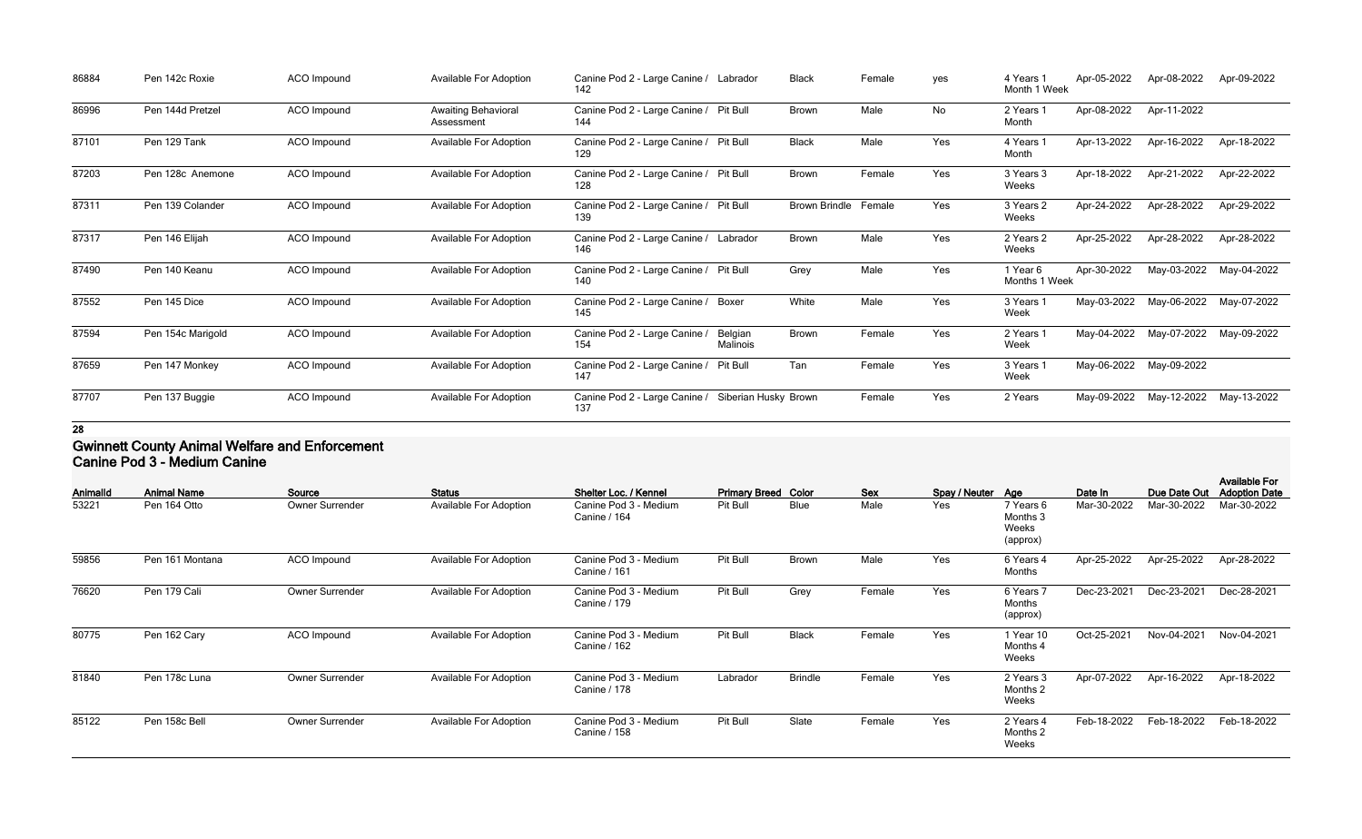| AnimalId | Animal Name | Source | Status | Shelter Loc. / Kennel | Primary Breed | Color | Sex | Spay / Neuter | Age | Date In | Due Date Out | Available For Adoption Date |
|---|---|---|---|---|---|---|---|---|---|---|---|---|
| 86884 | Pen 142c Roxie | ACO Impound | Available For Adoption | Canine Pod 2 - Large Canine / 142 | Labrador | Black | Female | yes | 4 Years 1 Month 1 Week | Apr-05-2022 | Apr-08-2022 | Apr-09-2022 |
| 86996 | Pen 144d Pretzel | ACO Impound | Awaiting Behavioral Assessment | Canine Pod 2 - Large Canine / 144 | Pit Bull | Brown | Male | No | 2 Years 1 Month | Apr-08-2022 | Apr-11-2022 | |
| 87101 | Pen 129 Tank | ACO Impound | Available For Adoption | Canine Pod 2 - Large Canine / 129 | Pit Bull | Black | Male | Yes | 4 Years 1 Month | Apr-13-2022 | Apr-16-2022 | Apr-18-2022 |
| 87203 | Pen 128c Anemone | ACO Impound | Available For Adoption | Canine Pod 2 - Large Canine / 128 | Pit Bull | Brown | Female | Yes | 3 Years 3 Weeks | Apr-18-2022 | Apr-21-2022 | Apr-22-2022 |
| 87311 | Pen 139 Colander | ACO Impound | Available For Adoption | Canine Pod 2 - Large Canine / 139 | Pit Bull | Brown Brindle | Female | Yes | 3 Years 2 Weeks | Apr-24-2022 | Apr-28-2022 | Apr-29-2022 |
| 87317 | Pen 146 Elijah | ACO Impound | Available For Adoption | Canine Pod 2 - Large Canine / 146 | Labrador | Brown | Male | Yes | 2 Years 2 Weeks | Apr-25-2022 | Apr-28-2022 | Apr-28-2022 |
| 87490 | Pen 140 Keanu | ACO Impound | Available For Adoption | Canine Pod 2 - Large Canine / 140 | Pit Bull | Grey | Male | Yes | 1 Year 6 Months 1 Week | Apr-30-2022 | May-03-2022 | May-04-2022 |
| 87552 | Pen 145 Dice | ACO Impound | Available For Adoption | Canine Pod 2 - Large Canine / 145 | Boxer | White | Male | Yes | 3 Years 1 Week | May-03-2022 | May-06-2022 | May-07-2022 |
| 87594 | Pen 154c Marigold | ACO Impound | Available For Adoption | Canine Pod 2 - Large Canine / 154 | Belgian Malinois | Brown | Female | Yes | 2 Years 1 Week | May-04-2022 | May-07-2022 | May-09-2022 |
| 87659 | Pen 147 Monkey | ACO Impound | Available For Adoption | Canine Pod 2 - Large Canine / 147 | Pit Bull | Tan | Female | Yes | 3 Years 1 Week | May-06-2022 | May-09-2022 | |
| 87707 | Pen 137 Buggie | ACO Impound | Available For Adoption | Canine Pod 2 - Large Canine / 137 | Siberian Husky | Brown | Female | Yes | 2 Years | May-09-2022 | May-12-2022 | May-13-2022 |

**28**

## Gwinnett County Animal Welfare and Enforcement
### Canine Pod 3 - Medium Canine

| AnimalId | Animal Name | Source | Status | Shelter Loc. / Kennel | Primary Breed | Color | Sex | Spay / Neuter | Age | Date In | Due Date Out | Available For Adoption Date |
|---|---|---|---|---|---|---|---|---|---|---|---|---|
| 53221 | Pen 164 Otto | Owner Surrender | Available For Adoption | Canine Pod 3 - Medium Canine / 164 | Pit Bull | Blue | Male | Yes | 7 Years 6 Months 3 Weeks (approx) | Mar-30-2022 | Mar-30-2022 | Mar-30-2022 |
| 59856 | Pen 161 Montana | ACO Impound | Available For Adoption | Canine Pod 3 - Medium Canine / 161 | Pit Bull | Brown | Male | Yes | 6 Years 4 Months | Apr-25-2022 | Apr-25-2022 | Apr-28-2022 |
| 76620 | Pen 179 Cali | Owner Surrender | Available For Adoption | Canine Pod 3 - Medium Canine / 179 | Pit Bull | Grey | Female | Yes | 6 Years 7 Months (approx) | Dec-23-2021 | Dec-23-2021 | Dec-28-2021 |
| 80775 | Pen 162 Cary | ACO Impound | Available For Adoption | Canine Pod 3 - Medium Canine / 162 | Pit Bull | Black | Female | Yes | 1 Year 10 Months 4 Weeks | Oct-25-2021 | Nov-04-2021 | Nov-04-2021 |
| 81840 | Pen 178c Luna | Owner Surrender | Available For Adoption | Canine Pod 3 - Medium Canine / 178 | Labrador | Brindle | Female | Yes | 2 Years 3 Months 2 Weeks | Apr-07-2022 | Apr-16-2022 | Apr-18-2022 |
| 85122 | Pen 158c Bell | Owner Surrender | Available For Adoption | Canine Pod 3 - Medium Canine / 158 | Pit Bull | Slate | Female | Yes | 2 Years 4 Months 2 Weeks | Feb-18-2022 | Feb-18-2022 | Feb-18-2022 |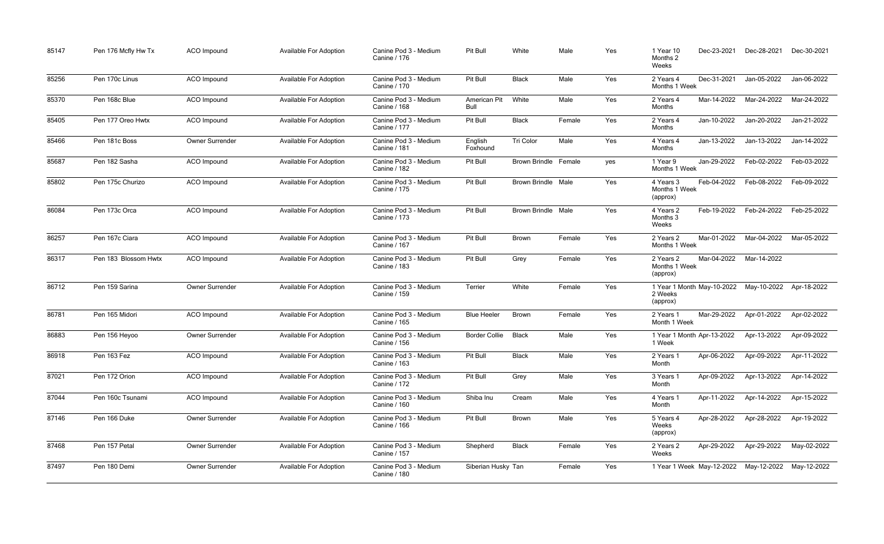| 85147 | Pen 176 Mcfly Hw Tx | ACO Impound | Available For Adoption | Canine Pod 3 - Medium Canine / 176 | Pit Bull | White | Male | Yes | 1 Year 10 Months 2 Weeks | Dec-23-2021 | Dec-28-2021 | Dec-30-2021 |
|---|---|---|---|---|---|---|---|---|---|---|---|---|
| 85256 | Pen 170c Linus | ACO Impound | Available For Adoption | Canine Pod 3 - Medium Canine / 170 | Pit Bull | Black | Male | Yes | 2 Years 4 Months 1 Week | Dec-31-2021 | Jan-05-2022 | Jan-06-2022 |
| 85370 | Pen 168c Blue | ACO Impound | Available For Adoption | Canine Pod 3 - Medium Canine / 168 | American Pit Bull | White | Male | Yes | 2 Years 4 Months | Mar-14-2022 | Mar-24-2022 | Mar-24-2022 |
| 85405 | Pen 177 Oreo Hwtx | ACO Impound | Available For Adoption | Canine Pod 3 - Medium Canine / 177 | Pit Bull | Black | Female | Yes | 2 Years 4 Months | Jan-10-2022 | Jan-20-2022 | Jan-21-2022 |
| 85466 | Pen 181c Boss | Owner Surrender | Available For Adoption | Canine Pod 3 - Medium Canine / 181 | English Foxhound | Tri Color | Male | Yes | 4 Years 4 Months | Jan-13-2022 | Jan-13-2022 | Jan-14-2022 |
| 85687 | Pen 182 Sasha | ACO Impound | Available For Adoption | Canine Pod 3 - Medium Canine / 182 | Pit Bull | Brown Brindle | Female | yes | 1 Year 9 Months 1 Week | Jan-29-2022 | Feb-02-2022 | Feb-03-2022 |
| 85802 | Pen 175c Churizo | ACO Impound | Available For Adoption | Canine Pod 3 - Medium Canine / 175 | Pit Bull | Brown Brindle | Male | Yes | 4 Years 3 Months 1 Week (approx) | Feb-04-2022 | Feb-08-2022 | Feb-09-2022 |
| 86084 | Pen 173c Orca | ACO Impound | Available For Adoption | Canine Pod 3 - Medium Canine / 173 | Pit Bull | Brown Brindle | Male | Yes | 4 Years 2 Months 3 Weeks | Feb-19-2022 | Feb-24-2022 | Feb-25-2022 |
| 86257 | Pen 167c Ciara | ACO Impound | Available For Adoption | Canine Pod 3 - Medium Canine / 167 | Pit Bull | Brown | Female | Yes | 2 Years 2 Months 1 Week | Mar-01-2022 | Mar-04-2022 | Mar-05-2022 |
| 86317 | Pen 183 Blossom Hwtx | ACO Impound | Available For Adoption | Canine Pod 3 - Medium Canine / 183 | Pit Bull | Grey | Female | Yes | 2 Years 2 Months 1 Week (approx) | Mar-04-2022 | Mar-14-2022 | |
| 86712 | Pen 159 Sarina | Owner Surrender | Available For Adoption | Canine Pod 3 - Medium Canine / 159 | Terrier | White | Female | Yes | 1 Year 1 Month 2 Weeks (approx) | May-10-2022 | May-10-2022 | Apr-18-2022 |
| 86781 | Pen 165 Midori | ACO Impound | Available For Adoption | Canine Pod 3 - Medium Canine / 165 | Blue Heeler | Brown | Female | Yes | 2 Years 1 Month 1 Week | Mar-29-2022 | Apr-01-2022 | Apr-02-2022 |
| 86883 | Pen 156 Heyoo | Owner Surrender | Available For Adoption | Canine Pod 3 - Medium Canine / 156 | Border Collie | Black | Male | Yes | 1 Year 1 Month 1 Week | Apr-13-2022 | Apr-13-2022 | Apr-09-2022 |
| 86918 | Pen 163 Fez | ACO Impound | Available For Adoption | Canine Pod 3 - Medium Canine / 163 | Pit Bull | Black | Male | Yes | 2 Years 1 Month | Apr-06-2022 | Apr-09-2022 | Apr-11-2022 |
| 87021 | Pen 172 Orion | ACO Impound | Available For Adoption | Canine Pod 3 - Medium Canine / 172 | Pit Bull | Grey | Male | Yes | 3 Years 1 Month | Apr-09-2022 | Apr-13-2022 | Apr-14-2022 |
| 87044 | Pen 160c Tsunami | ACO Impound | Available For Adoption | Canine Pod 3 - Medium Canine / 160 | Shiba Inu | Cream | Male | Yes | 4 Years 1 Month | Apr-11-2022 | Apr-14-2022 | Apr-15-2022 |
| 87146 | Pen 166 Duke | Owner Surrender | Available For Adoption | Canine Pod 3 - Medium Canine / 166 | Pit Bull | Brown | Male | Yes | 5 Years 4 Weeks (approx) | Apr-28-2022 | Apr-28-2022 | Apr-19-2022 |
| 87468 | Pen 157 Petal | Owner Surrender | Available For Adoption | Canine Pod 3 - Medium Canine / 157 | Shepherd | Black | Female | Yes | 2 Years 2 Weeks | Apr-29-2022 | Apr-29-2022 | May-02-2022 |
| 87497 | Pen 180 Demi | Owner Surrender | Available For Adoption | Canine Pod 3 - Medium Canine / 180 | Siberian Husky | Tan | Female | Yes | 1 Year 1 Week | May-12-2022 | May-12-2022 | May-12-2022 |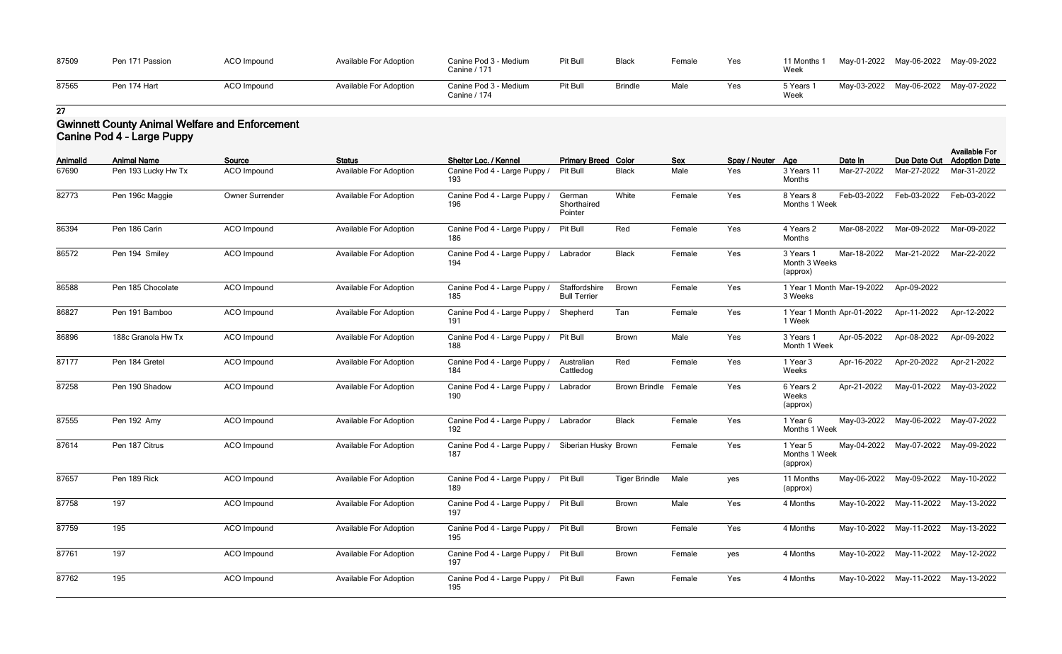| 87509 | Pen 171 Passion | ACO Impound | Available For Adoption | Canine Pod 3 - Medium Canine / 171 | Pit Bull | Black | Female | Yes | 11 Months 1 Week | May-01-2022 | May-06-2022 | May-09-2022 |
|---|---|---|---|---|---|---|---|---|---|---|---|---|
| 87565 | Pen 174 Hart | ACO Impound | Available For Adoption | Canine Pod 3 - Medium Canine / 174 | Pit Bull | Brindle | Male | Yes | 5 Years 1 Week | May-03-2022 | May-06-2022 | May-07-2022 |

**27**

## Gwinnett County Animal Welfare and Enforcement
### Canine Pod 4 - Large Puppy

| AnimalId | Animal Name | Source | Status | Shelter Loc. / Kennel | Primary Breed | Color | Sex | Spay / Neuter | Age | Date In | Due Date Out | Available For Adoption Date |
|---|---|---|---|---|---|---|---|---|---|---|---|---|
| 67690 | Pen 193 Lucky Hw Tx | ACO Impound | Available For Adoption | Canine Pod 4 - Large Puppy / 193 | Pit Bull | Black | Male | Yes | 3 Years 11 Months | Mar-27-2022 | Mar-27-2022 | Mar-31-2022 |
| 82773 | Pen 196c Maggie | Owner Surrender | Available For Adoption | Canine Pod 4 - Large Puppy / 196 | German Shorthaired Pointer | White | Female | Yes | 8 Years 8 Months 1 Week | Feb-03-2022 | Feb-03-2022 | Feb-03-2022 |
| 86394 | Pen 186 Carin | ACO Impound | Available For Adoption | Canine Pod 4 - Large Puppy / 186 | Pit Bull | Red | Female | Yes | 4 Years 2 Months | Mar-08-2022 | Mar-09-2022 | Mar-09-2022 |
| 86572 | Pen 194 Smiley | ACO Impound | Available For Adoption | Canine Pod 4 - Large Puppy / 194 | Labrador | Black | Female | Yes | 3 Years 1 Month 3 Weeks (approx) | Mar-18-2022 | Mar-21-2022 | Mar-22-2022 |
| 86588 | Pen 185 Chocolate | ACO Impound | Available For Adoption | Canine Pod 4 - Large Puppy / 185 | Staffordshire Bull Terrier | Brown | Female | Yes | 1 Year 1 Month 3 Weeks | Mar-19-2022 | Apr-09-2022 | |
| 86827 | Pen 191 Bamboo | ACO Impound | Available For Adoption | Canine Pod 4 - Large Puppy / 191 | Shepherd | Tan | Female | Yes | 1 Year 1 Month 1 Week | Apr-01-2022 | Apr-11-2022 | Apr-12-2022 |
| 86896 | 188c Granola Hw Tx | ACO Impound | Available For Adoption | Canine Pod 4 - Large Puppy / 188 | Pit Bull | Brown | Male | Yes | 3 Years 1 Month 1 Week | Apr-05-2022 | Apr-08-2022 | Apr-09-2022 |
| 87177 | Pen 184 Gretel | ACO Impound | Available For Adoption | Canine Pod 4 - Large Puppy / 184 | Australian Cattledog | Red | Female | Yes | 1 Year 3 Weeks | Apr-16-2022 | Apr-20-2022 | Apr-21-2022 |
| 87258 | Pen 190 Shadow | ACO Impound | Available For Adoption | Canine Pod 4 - Large Puppy / 190 | Labrador | Brown Brindle | Female | Yes | 6 Years 2 Weeks (approx) | Apr-21-2022 | May-01-2022 | May-03-2022 |
| 87555 | Pen 192 Amy | ACO Impound | Available For Adoption | Canine Pod 4 - Large Puppy / 192 | Labrador | Black | Female | Yes | 1 Year 6 Months 1 Week | May-03-2022 | May-06-2022 | May-07-2022 |
| 87614 | Pen 187 Citrus | ACO Impound | Available For Adoption | Canine Pod 4 - Large Puppy / 187 | Siberian Husky | Brown | Female | Yes | 1 Year 5 Months 1 Week (approx) | May-04-2022 | May-07-2022 | May-09-2022 |
| 87657 | Pen 189 Rick | ACO Impound | Available For Adoption | Canine Pod 4 - Large Puppy / 189 | Pit Bull | Tiger Brindle | Male | yes | 11 Months (approx) | May-06-2022 | May-09-2022 | May-10-2022 |
| 87758 | 197 | ACO Impound | Available For Adoption | Canine Pod 4 - Large Puppy / 197 | Pit Bull | Brown | Male | Yes | 4 Months | May-10-2022 | May-11-2022 | May-13-2022 |
| 87759 | 195 | ACO Impound | Available For Adoption | Canine Pod 4 - Large Puppy / 195 | Pit Bull | Brown | Female | Yes | 4 Months | May-10-2022 | May-11-2022 | May-13-2022 |
| 87761 | 197 | ACO Impound | Available For Adoption | Canine Pod 4 - Large Puppy / 197 | Pit Bull | Brown | Female | yes | 4 Months | May-10-2022 | May-11-2022 | May-12-2022 |
| 87762 | 195 | ACO Impound | Available For Adoption | Canine Pod 4 - Large Puppy / 195 | Pit Bull | Fawn | Female | Yes | 4 Months | May-10-2022 | May-11-2022 | May-13-2022 |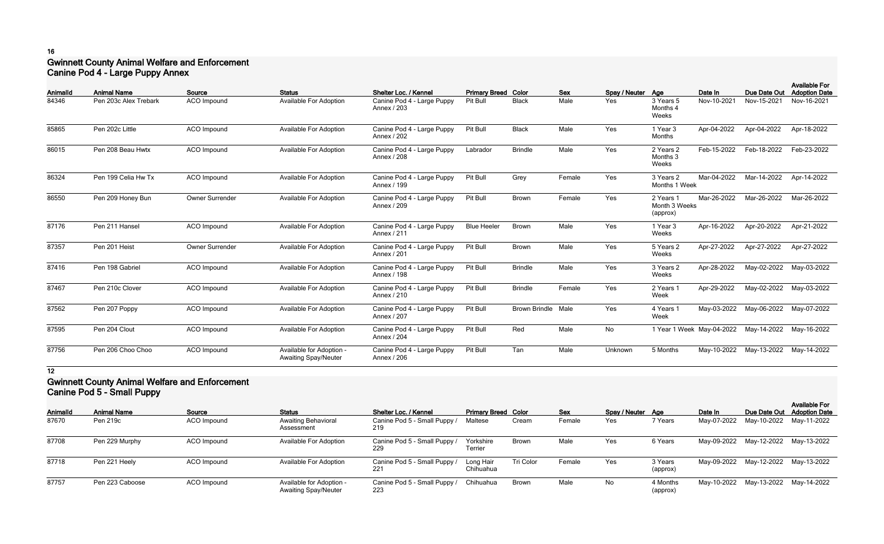16

## Gwinnett County Animal Welfare and Enforcement
## Canine Pod 4 - Large Puppy Annex

| AnimalId | Animal Name | Source | Status | Shelter Loc. / Kennel | Primary Breed | Color | Sex | Spay / Neuter | Age | Date In | Due Date Out | Available For Adoption Date |
|---|---|---|---|---|---|---|---|---|---|---|---|---|
| 84346 | Pen 203c Alex Trebark | ACO Impound | Available For Adoption | Canine Pod 4 - Large Puppy Annex / 203 | Pit Bull | Black | Male | Yes | 3 Years 5 Months 4 Weeks | Nov-10-2021 | Nov-15-2021 | Nov-16-2021 |
| 85865 | Pen 202c Little | ACO Impound | Available For Adoption | Canine Pod 4 - Large Puppy Annex / 202 | Pit Bull | Black | Male | Yes | 1 Year 3 Months | Apr-04-2022 | Apr-04-2022 | Apr-18-2022 |
| 86015 | Pen 208 Beau Hwtx | ACO Impound | Available For Adoption | Canine Pod 4 - Large Puppy Annex / 208 | Labrador | Brindle | Male | Yes | 2 Years 2 Months 3 Weeks | Feb-15-2022 | Feb-18-2022 | Feb-23-2022 |
| 86324 | Pen 199 Celia Hw Tx | ACO Impound | Available For Adoption | Canine Pod 4 - Large Puppy Annex / 199 | Pit Bull | Grey | Female | Yes | 3 Years 2 Months 1 Week | Mar-04-2022 | Mar-14-2022 | Apr-14-2022 |
| 86550 | Pen 209 Honey Bun | Owner Surrender | Available For Adoption | Canine Pod 4 - Large Puppy Annex / 209 | Pit Bull | Brown | Female | Yes | 2 Years 1 Month 3 Weeks (approx) | Mar-26-2022 | Mar-26-2022 | Mar-26-2022 |
| 87176 | Pen 211 Hansel | ACO Impound | Available For Adoption | Canine Pod 4 - Large Puppy Annex / 211 | Blue Heeler | Brown | Male | Yes | 1 Year 3 Weeks | Apr-16-2022 | Apr-20-2022 | Apr-21-2022 |
| 87357 | Pen 201 Heist | Owner Surrender | Available For Adoption | Canine Pod 4 - Large Puppy Annex / 201 | Pit Bull | Brown | Male | Yes | 5 Years 2 Weeks | Apr-27-2022 | Apr-27-2022 | Apr-27-2022 |
| 87416 | Pen 198 Gabriel | ACO Impound | Available For Adoption | Canine Pod 4 - Large Puppy Annex / 198 | Pit Bull | Brindle | Male | Yes | 3 Years 2 Weeks | Apr-28-2022 | May-02-2022 | May-03-2022 |
| 87467 | Pen 210c Clover | ACO Impound | Available For Adoption | Canine Pod 4 - Large Puppy Annex / 210 | Pit Bull | Brindle | Female | Yes | 2 Years 1 Week | Apr-29-2022 | May-02-2022 | May-03-2022 |
| 87562 | Pen 207 Poppy | ACO Impound | Available For Adoption | Canine Pod 4 - Large Puppy Annex / 207 | Pit Bull | Brown Brindle | Male | Yes | 4 Years 1 Week | May-03-2022 | May-06-2022 | May-07-2022 |
| 87595 | Pen 204 Clout | ACO Impound | Available For Adoption | Canine Pod 4 - Large Puppy Annex / 204 | Pit Bull | Red | Male | No | 1 Year 1 Week | May-04-2022 | May-14-2022 | May-16-2022 |
| 87756 | Pen 206 Choo Choo | ACO Impound | Available for Adoption - Awaiting Spay/Neuter | Canine Pod 4 - Large Puppy Annex / 206 | Pit Bull | Tan | Male | Unknown | 5 Months | May-10-2022 | May-13-2022 | May-14-2022 |

12

## Gwinnett County Animal Welfare and Enforcement
## Canine Pod 5 - Small Puppy

| AnimalId | Animal Name | Source | Status | Shelter Loc. / Kennel | Primary Breed | Color | Sex | Spay / Neuter | Age | Date In | Due Date Out | Available For Adoption Date |
|---|---|---|---|---|---|---|---|---|---|---|---|---|
| 87670 | Pen 219c | ACO Impound | Awaiting Behavioral Assessment | Canine Pod 5 - Small Puppy / 219 | Maltese | Cream | Female | Yes | 7 Years | May-07-2022 | May-10-2022 | May-11-2022 |
| 87708 | Pen 229 Murphy | ACO Impound | Available For Adoption | Canine Pod 5 - Small Puppy / 229 | Yorkshire Terrier | Brown | Male | Yes | 6 Years | May-09-2022 | May-12-2022 | May-13-2022 |
| 87718 | Pen 221 Heely | ACO Impound | Available For Adoption | Canine Pod 5 - Small Puppy / 221 | Long Hair Chihuahua | Tri Color | Female | Yes | 3 Years (approx) | May-09-2022 | May-12-2022 | May-13-2022 |
| 87757 | Pen 223 Caboose | ACO Impound | Available for Adoption - Awaiting Spay/Neuter | Canine Pod 5 - Small Puppy / 223 | Chihuahua | Brown | Male | No | 4 Months (approx) | May-10-2022 | May-13-2022 | May-14-2022 |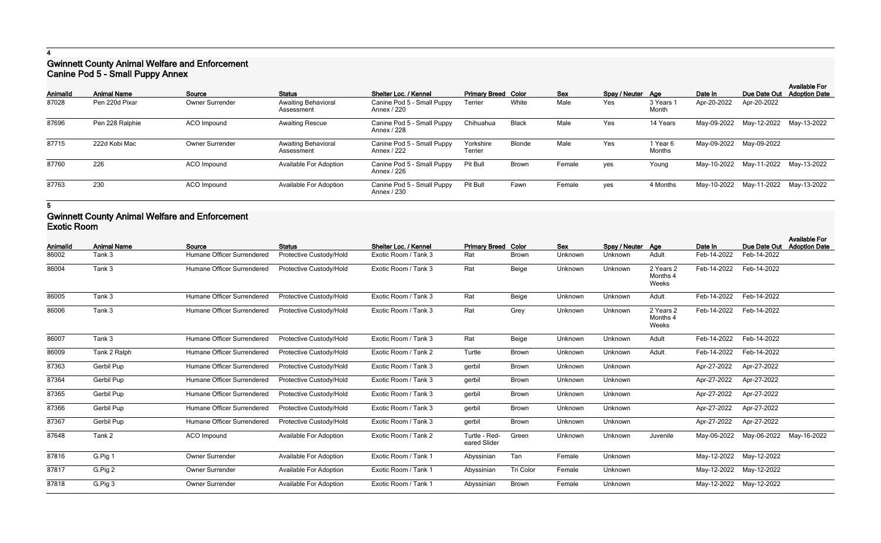**4**

## Gwinnett County Animal Welfare and Enforcement
### Canine Pod 5 - Small Puppy Annex

| AnimalId | Animal Name | Source | Status | Shelter Loc. / Kennel | Primary Breed | Color | Sex | Spay / Neuter | Age | Date In | Due Date Out | Available For Adoption Date |
|---|---|---|---|---|---|---|---|---|---|---|---|---|
| 87028 | Pen 220d Pixar | Owner Surrender | Awaiting Behavioral Assessment | Canine Pod 5 - Small Puppy Annex / 220 | Terrier | White | Male | Yes | 3 Years 1 Month | Apr-20-2022 | Apr-20-2022 | |
| 87696 | Pen 228 Ralphie | ACO Impound | Awaiting Rescue | Canine Pod 5 - Small Puppy Annex / 228 | Chihuahua | Black | Male | Yes | 14 Years | May-09-2022 | May-12-2022 | May-13-2022 |
| 87715 | 222d Kobi Mac | Owner Surrender | Awaiting Behavioral Assessment | Canine Pod 5 - Small Puppy Annex / 222 | Yorkshire Terrier | Blonde | Male | Yes | 1 Year 6 Months | May-09-2022 | May-09-2022 | |
| 87760 | 226 | ACO Impound | Available For Adoption | Canine Pod 5 - Small Puppy Annex / 226 | Pit Bull | Brown | Female | yes | Young | May-10-2022 | May-11-2022 | May-13-2022 |
| 87763 | 230 | ACO Impound | Available For Adoption | Canine Pod 5 - Small Puppy Annex / 230 | Pit Bull | Fawn | Female | yes | 4 Months | May-10-2022 | May-11-2022 | May-13-2022 |

**5**

## Gwinnett County Animal Welfare and Enforcement
### Exotic Room

| AnimalId | Animal Name | Source | Status | Shelter Loc. / Kennel | Primary Breed | Color | Sex | Spay / Neuter | Age | Date In | Due Date Out | Available For Adoption Date |
|---|---|---|---|---|---|---|---|---|---|---|---|---|
| 86002 | Tank 3 | Humane Officer Surrendered | Protective Custody/Hold | Exotic Room / Tank 3 | Rat | Brown | Unknown | Unknown | Adult | Feb-14-2022 | Feb-14-2022 | |
| 86004 | Tank 3 | Humane Officer Surrendered | Protective Custody/Hold | Exotic Room / Tank 3 | Rat | Beige | Unknown | Unknown | 2 Years 2 Months 4 Weeks | Feb-14-2022 | Feb-14-2022 | |
| 86005 | Tank 3 | Humane Officer Surrendered | Protective Custody/Hold | Exotic Room / Tank 3 | Rat | Beige | Unknown | Unknown | Adult | Feb-14-2022 | Feb-14-2022 | |
| 86006 | Tank 3 | Humane Officer Surrendered | Protective Custody/Hold | Exotic Room / Tank 3 | Rat | Grey | Unknown | Unknown | 2 Years 2 Months 4 Weeks | Feb-14-2022 | Feb-14-2022 | |
| 86007 | Tank 3 | Humane Officer Surrendered | Protective Custody/Hold | Exotic Room / Tank 3 | Rat | Beige | Unknown | Unknown | Adult | Feb-14-2022 | Feb-14-2022 | |
| 86009 | Tank 2 Ralph | Humane Officer Surrendered | Protective Custody/Hold | Exotic Room / Tank 2 | Turtle | Brown | Unknown | Unknown | Adult | Feb-14-2022 | Feb-14-2022 | |
| 87363 | Gerbil Pup | Humane Officer Surrendered | Protective Custody/Hold | Exotic Room / Tank 3 | gerbil | Brown | Unknown | Unknown | | Apr-27-2022 | Apr-27-2022 | |
| 87364 | Gerbil Pup | Humane Officer Surrendered | Protective Custody/Hold | Exotic Room / Tank 3 | gerbil | Brown | Unknown | Unknown | | Apr-27-2022 | Apr-27-2022 | |
| 87365 | Gerbil Pup | Humane Officer Surrendered | Protective Custody/Hold | Exotic Room / Tank 3 | gerbil | Brown | Unknown | Unknown | | Apr-27-2022 | Apr-27-2022 | |
| 87366 | Gerbil Pup | Humane Officer Surrendered | Protective Custody/Hold | Exotic Room / Tank 3 | gerbil | Brown | Unknown | Unknown | | Apr-27-2022 | Apr-27-2022 | |
| 87367 | Gerbil Pup | Humane Officer Surrendered | Protective Custody/Hold | Exotic Room / Tank 3 | gerbil | Brown | Unknown | Unknown | | Apr-27-2022 | Apr-27-2022 | |
| 87648 | Tank 2 | ACO Impound | Available For Adoption | Exotic Room / Tank 2 | Turtle - Red-eared Slider | Green | Unknown | Unknown | Juvenile | May-06-2022 | May-06-2022 | May-16-2022 |
| 87816 | G.Pig 1 | Owner Surrender | Available For Adoption | Exotic Room / Tank 1 | Abyssinian | Tan | Female | Unknown | | May-12-2022 | May-12-2022 | |
| 87817 | G.Pig 2 | Owner Surrender | Available For Adoption | Exotic Room / Tank 1 | Abyssinian | Tri Color | Female | Unknown | | May-12-2022 | May-12-2022 | |
| 87818 | G.Pig 3 | Owner Surrender | Available For Adoption | Exotic Room / Tank 1 | Abyssinian | Brown | Female | Unknown | | May-12-2022 | May-12-2022 | |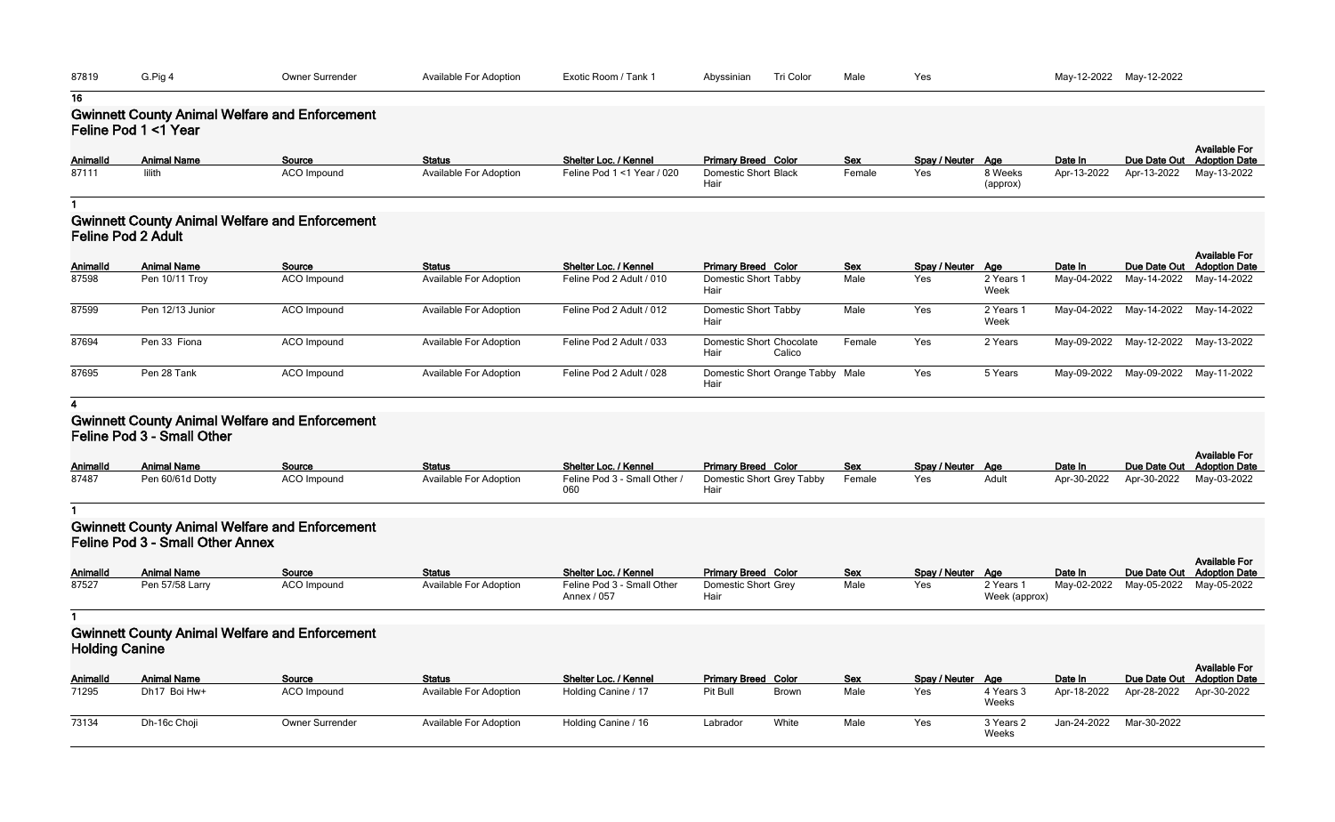| 87819 | G.Pig 4 | Owner Surrender | Available For Adoption | Exotic Room / Tank 1 | Abyssinian | Tri Color | Male | Yes | | May-12-2022 | May-12-2022 | |
|---|---|---|---|---|---|---|---|---|---|---|---|---|

**16**

## Gwinnett County Animal Welfare and Enforcement
### Feline Pod 1 <1 Year

| AnimalId | Animal Name | Source | Status | Shelter Loc. / Kennel | Primary Breed | Color | Sex | Spay / Neuter | Age | Date In | Due Date Out | Available For Adoption Date |
|---|---|---|---|---|---|---|---|---|---|---|---|---|
| 87111 | lilith | ACO Impound | Available For Adoption | Feline Pod 1 <1 Year / 020 | Domestic Short Hair | Black | Female | Yes | 8 Weeks (approx) | Apr-13-2022 | Apr-13-2022 | May-13-2022 |

**1**

## Gwinnett County Animal Welfare and Enforcement
### Feline Pod 2 Adult

| AnimalId | Animal Name | Source | Status | Shelter Loc. / Kennel | Primary Breed | Color | Sex | Spay / Neuter | Age | Date In | Due Date Out | Available For Adoption Date |
|---|---|---|---|---|---|---|---|---|---|---|---|---|
| 87598 | Pen 10/11 Troy | ACO Impound | Available For Adoption | Feline Pod 2 Adult / 010 | Domestic Short Hair | Tabby | Male | Yes | 2 Years 1 Week | May-04-2022 | May-14-2022 | May-14-2022 |
| 87599 | Pen 12/13 Junior | ACO Impound | Available For Adoption | Feline Pod 2 Adult / 012 | Domestic Short Hair | Tabby | Male | Yes | 2 Years 1 Week | May-04-2022 | May-14-2022 | May-14-2022 |
| 87694 | Pen 33 Fiona | ACO Impound | Available For Adoption | Feline Pod 2 Adult / 033 | Domestic Short Hair | Chocolate Calico | Female | Yes | 2 Years | May-09-2022 | May-12-2022 | May-13-2022 |
| 87695 | Pen 28 Tank | ACO Impound | Available For Adoption | Feline Pod 2 Adult / 028 | Domestic Short Hair | Orange Tabby | Male | Yes | 5 Years | May-09-2022 | May-09-2022 | May-11-2022 |

**4**

## Gwinnett County Animal Welfare and Enforcement
### Feline Pod 3 - Small Other

| AnimalId | Animal Name | Source | Status | Shelter Loc. / Kennel | Primary Breed | Color | Sex | Spay / Neuter | Age | Date In | Due Date Out | Available For Adoption Date |
|---|---|---|---|---|---|---|---|---|---|---|---|---|
| 87487 | Pen 60/61d Dotty | ACO Impound | Available For Adoption | Feline Pod 3 - Small Other / 060 | Domestic Short Hair | Grey Tabby | Female | Yes | Adult | Apr-30-2022 | Apr-30-2022 | May-03-2022 |

**1**

## Gwinnett County Animal Welfare and Enforcement
### Feline Pod 3 - Small Other Annex

| AnimalId | Animal Name | Source | Status | Shelter Loc. / Kennel | Primary Breed | Color | Sex | Spay / Neuter | Age | Date In | Due Date Out | Available For Adoption Date |
|---|---|---|---|---|---|---|---|---|---|---|---|---|
| 87527 | Pen 57/58 Larry | ACO Impound | Available For Adoption | Feline Pod 3 - Small Other Annex / 057 | Domestic Short Hair | Grey | Male | Yes | 2 Years 1 Week (approx) | May-02-2022 | May-05-2022 | May-05-2022 |

**1**

## Gwinnett County Animal Welfare and Enforcement
### Holding Canine

| AnimalId | Animal Name | Source | Status | Shelter Loc. / Kennel | Primary Breed | Color | Sex | Spay / Neuter | Age | Date In | Due Date Out | Available For Adoption Date |
|---|---|---|---|---|---|---|---|---|---|---|---|---|
| 71295 | Dh17 Boi Hw+ | ACO Impound | Available For Adoption | Holding Canine / 17 | Pit Bull | Brown | Male | Yes | 4 Years 3 Weeks | Apr-18-2022 | Apr-28-2022 | Apr-30-2022 |
| 73134 | Dh-16c Choji | Owner Surrender | Available For Adoption | Holding Canine / 16 | Labrador | White | Male | Yes | 3 Years 2 Weeks | Jan-24-2022 | Mar-30-2022 | |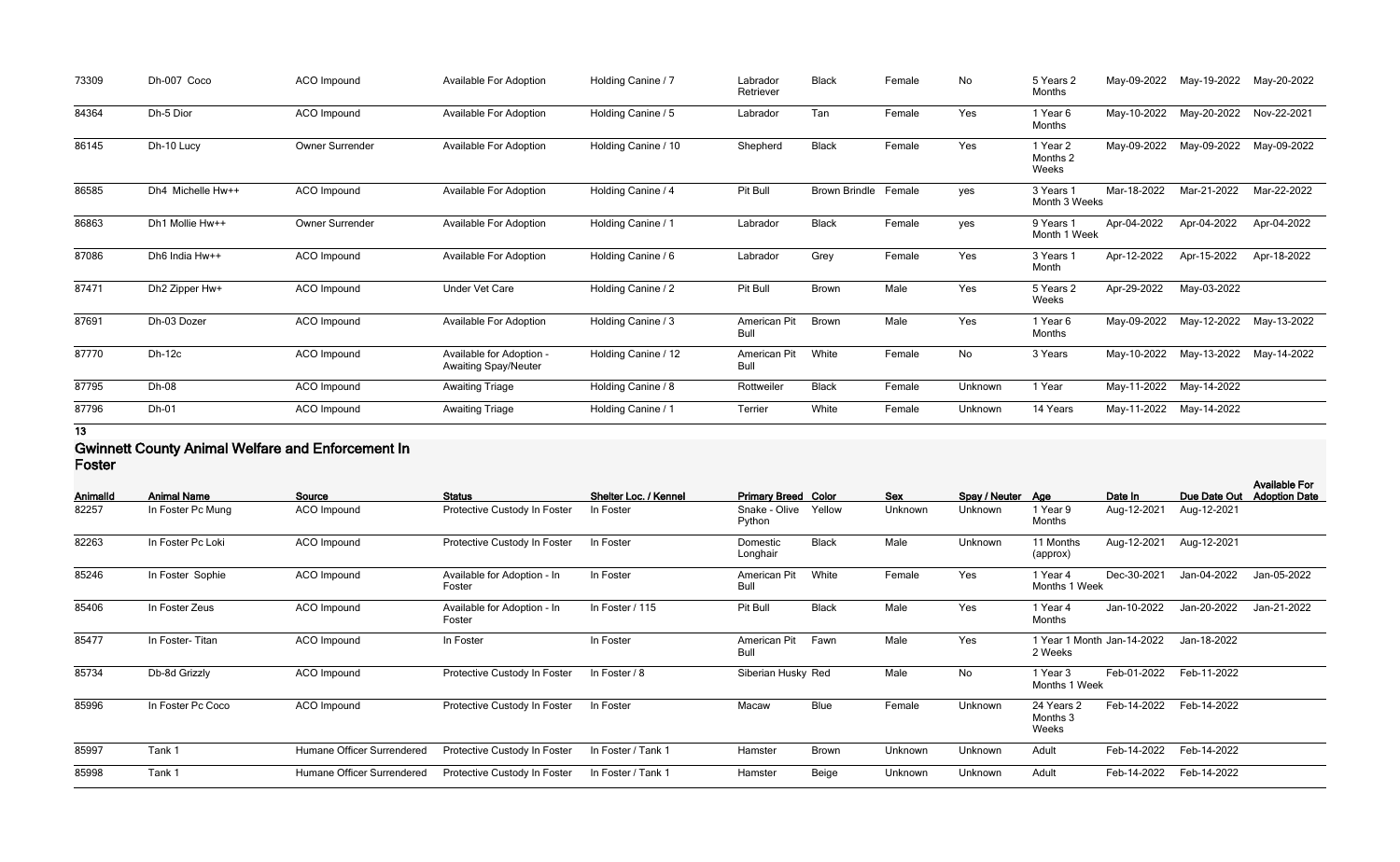| | | | | | | | | | | | | |
|---|---|---|---|---|---|---|---|---|---|---|---|---|
| 73309 | Dh-007 Coco | ACO Impound | Available For Adoption | Holding Canine / 7 | Labrador Retriever | Black | Female | No | 5 Years 2 Months | May-09-2022 | May-19-2022 | May-20-2022 |
| 84364 | Dh-5 Dior | ACO Impound | Available For Adoption | Holding Canine / 5 | Labrador | Tan | Female | Yes | 1 Year 6 Months | May-10-2022 | May-20-2022 | Nov-22-2021 |
| 86145 | Dh-10 Lucy | Owner Surrender | Available For Adoption | Holding Canine / 10 | Shepherd | Black | Female | Yes | 1 Year 2 Months 2 Weeks | May-09-2022 | May-09-2022 | May-09-2022 |
| 86585 | Dh4 Michelle Hw++ | ACO Impound | Available For Adoption | Holding Canine / 4 | Pit Bull | Brown Brindle | Female | yes | 3 Years 1 Month 3 Weeks | Mar-18-2022 | Mar-21-2022 | Mar-22-2022 |
| 86863 | Dh1 Mollie Hw++ | Owner Surrender | Available For Adoption | Holding Canine / 1 | Labrador | Black | Female | yes | 9 Years 1 Month 1 Week | Apr-04-2022 | Apr-04-2022 | Apr-04-2022 |
| 87086 | Dh6 India Hw++ | ACO Impound | Available For Adoption | Holding Canine / 6 | Labrador | Grey | Female | Yes | 3 Years 1 Month | Apr-12-2022 | Apr-15-2022 | Apr-18-2022 |
| 87471 | Dh2 Zipper Hw+ | ACO Impound | Under Vet Care | Holding Canine / 2 | Pit Bull | Brown | Male | Yes | 5 Years 2 Weeks | Apr-29-2022 | May-03-2022 | |
| 87691 | Dh-03 Dozer | ACO Impound | Available For Adoption | Holding Canine / 3 | American Pit Bull | Brown | Male | Yes | 1 Year 6 Months | May-09-2022 | May-12-2022 | May-13-2022 |
| 87770 | Dh-12c | ACO Impound | Available for Adoption - Awaiting Spay/Neuter | Holding Canine / 12 | American Pit Bull | White | Female | No | 3 Years | May-10-2022 | May-13-2022 | May-14-2022 |
| 87795 | Dh-08 | ACO Impound | Awaiting Triage | Holding Canine / 8 | Rottweiler | Black | Female | Unknown | 1 Year | May-11-2022 | May-14-2022 | |
| 87796 | Dh-01 | ACO Impound | Awaiting Triage | Holding Canine / 1 | Terrier | White | Female | Unknown | 14 Years | May-11-2022 | May-14-2022 | |

13

## Gwinnett County Animal Welfare and Enforcement In Foster

| AnimalId | Animal Name | Source | Status | Shelter Loc. / Kennel | Primary Breed | Color | Sex | Spay / Neuter | Age | Date In | Due Date Out | Available For Adoption Date |
|---|---|---|---|---|---|---|---|---|---|---|---|---|
| 82257 | In Foster Pc Mung | ACO Impound | Protective Custody In Foster | In Foster | Snake - Olive Python | Yellow | Unknown | Unknown | 1 Year 9 Months | Aug-12-2021 | Aug-12-2021 | |
| 82263 | In Foster Pc Loki | ACO Impound | Protective Custody In Foster | In Foster | Domestic Longhair | Black | Male | Unknown | 11 Months (approx) | Aug-12-2021 | Aug-12-2021 | |
| 85246 | In Foster Sophie | ACO Impound | Available for Adoption - In Foster | In Foster | American Pit Bull | White | Female | Yes | 1 Year 4 Months 1 Week | Dec-30-2021 | Jan-04-2022 | Jan-05-2022 |
| 85406 | In Foster Zeus | ACO Impound | Available for Adoption - In Foster | In Foster / 115 | Pit Bull | Black | Male | Yes | 1 Year 4 Months | Jan-10-2022 | Jan-20-2022 | Jan-21-2022 |
| 85477 | In Foster- Titan | ACO Impound | In Foster | In Foster | American Pit Bull | Fawn | Male | Yes | 1 Year 1 Month 2 Weeks | Jan-14-2022 | Jan-18-2022 | |
| 85734 | Db-8d Grizzly | ACO Impound | Protective Custody In Foster | In Foster / 8 | Siberian Husky | Red | Male | No | 1 Year 3 Months 1 Week | Feb-01-2022 | Feb-11-2022 | |
| 85996 | In Foster Pc Coco | ACO Impound | Protective Custody In Foster | In Foster | Macaw | Blue | Female | Unknown | 24 Years 2 Months 3 Weeks | Feb-14-2022 | Feb-14-2022 | |
| 85997 | Tank 1 | Humane Officer Surrendered | Protective Custody In Foster | In Foster / Tank 1 | Hamster | Brown | Unknown | Unknown | Adult | Feb-14-2022 | Feb-14-2022 | |
| 85998 | Tank 1 | Humane Officer Surrendered | Protective Custody In Foster | In Foster / Tank 1 | Hamster | Beige | Unknown | Unknown | Adult | Feb-14-2022 | Feb-14-2022 | |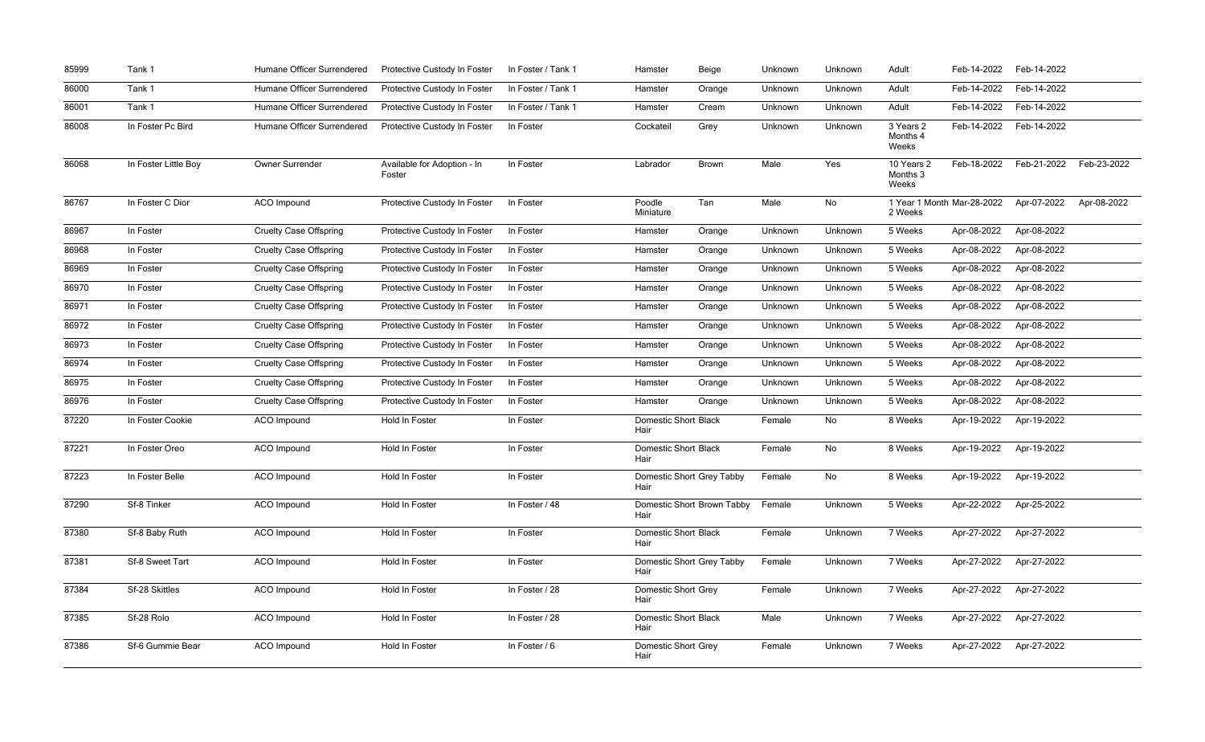| 85999 | Tank 1 | Humane Officer Surrendered | Protective Custody In Foster | In Foster / Tank 1 | Hamster | Beige | Unknown | Unknown | Adult | Feb-14-2022 | Feb-14-2022 | |
|---|---|---|---|---|---|---|---|---|---|---|---|---|
| 86000 | Tank 1 | Humane Officer Surrendered | Protective Custody In Foster | In Foster / Tank 1 | Hamster | Orange | Unknown | Unknown | Adult | Feb-14-2022 | Feb-14-2022 | |
| 86001 | Tank 1 | Humane Officer Surrendered | Protective Custody In Foster | In Foster / Tank 1 | Hamster | Cream | Unknown | Unknown | Adult | Feb-14-2022 | Feb-14-2022 | |
| 86008 | In Foster Pc Bird | Humane Officer Surrendered | Protective Custody In Foster | In Foster | Cockateil | Grey | Unknown | Unknown | 3 Years 2 Months 4 Weeks | Feb-14-2022 | Feb-14-2022 | |
| 86068 | In Foster Little Boy | Owner Surrender | Available for Adoption - In Foster | In Foster | Labrador | Brown | Male | Yes | 10 Years 2 Months 3 Weeks | Feb-18-2022 | Feb-21-2022 | Feb-23-2022 |
| 86767 | In Foster C Dior | ACO Impound | Protective Custody In Foster | In Foster | Poodle Miniature | Tan | Male | No | 1 Year 1 Month 2 Weeks | Mar-28-2022 | Apr-07-2022 | Apr-08-2022 |
| 86967 | In Foster | Cruelty Case Offspring | Protective Custody In Foster | In Foster | Hamster | Orange | Unknown | Unknown | 5 Weeks | Apr-08-2022 | Apr-08-2022 | |
| 86968 | In Foster | Cruelty Case Offspring | Protective Custody In Foster | In Foster | Hamster | Orange | Unknown | Unknown | 5 Weeks | Apr-08-2022 | Apr-08-2022 | |
| 86969 | In Foster | Cruelty Case Offspring | Protective Custody In Foster | In Foster | Hamster | Orange | Unknown | Unknown | 5 Weeks | Apr-08-2022 | Apr-08-2022 | |
| 86970 | In Foster | Cruelty Case Offspring | Protective Custody In Foster | In Foster | Hamster | Orange | Unknown | Unknown | 5 Weeks | Apr-08-2022 | Apr-08-2022 | |
| 86971 | In Foster | Cruelty Case Offspring | Protective Custody In Foster | In Foster | Hamster | Orange | Unknown | Unknown | 5 Weeks | Apr-08-2022 | Apr-08-2022 | |
| 86972 | In Foster | Cruelty Case Offspring | Protective Custody In Foster | In Foster | Hamster | Orange | Unknown | Unknown | 5 Weeks | Apr-08-2022 | Apr-08-2022 | |
| 86973 | In Foster | Cruelty Case Offspring | Protective Custody In Foster | In Foster | Hamster | Orange | Unknown | Unknown | 5 Weeks | Apr-08-2022 | Apr-08-2022 | |
| 86974 | In Foster | Cruelty Case Offspring | Protective Custody In Foster | In Foster | Hamster | Orange | Unknown | Unknown | 5 Weeks | Apr-08-2022 | Apr-08-2022 | |
| 86975 | In Foster | Cruelty Case Offspring | Protective Custody In Foster | In Foster | Hamster | Orange | Unknown | Unknown | 5 Weeks | Apr-08-2022 | Apr-08-2022 | |
| 86976 | In Foster | Cruelty Case Offspring | Protective Custody In Foster | In Foster | Hamster | Orange | Unknown | Unknown | 5 Weeks | Apr-08-2022 | Apr-08-2022 | |
| 87220 | In Foster Cookie | ACO Impound | Hold In Foster | In Foster | Domestic Short Hair | Black | Female | No | 8 Weeks | Apr-19-2022 | Apr-19-2022 | |
| 87221 | In Foster Oreo | ACO Impound | Hold In Foster | In Foster | Domestic Short Hair | Black | Female | No | 8 Weeks | Apr-19-2022 | Apr-19-2022 | |
| 87223 | In Foster Belle | ACO Impound | Hold In Foster | In Foster | Domestic Short Hair | Grey Tabby | Female | No | 8 Weeks | Apr-19-2022 | Apr-19-2022 | |
| 87290 | Sf-8 Tinker | ACO Impound | Hold In Foster | In Foster / 48 | Domestic Short Hair | Brown Tabby | Female | Unknown | 5 Weeks | Apr-22-2022 | Apr-25-2022 | |
| 87380 | Sf-8 Baby Ruth | ACO Impound | Hold In Foster | In Foster | Domestic Short Hair | Black | Female | Unknown | 7 Weeks | Apr-27-2022 | Apr-27-2022 | |
| 87381 | Sf-8 Sweet Tart | ACO Impound | Hold In Foster | In Foster | Domestic Short Hair | Grey Tabby | Female | Unknown | 7 Weeks | Apr-27-2022 | Apr-27-2022 | |
| 87384 | Sf-28 Skittles | ACO Impound | Hold In Foster | In Foster / 28 | Domestic Short Hair | Grey | Female | Unknown | 7 Weeks | Apr-27-2022 | Apr-27-2022 | |
| 87385 | Sf-28 Rolo | ACO Impound | Hold In Foster | In Foster / 28 | Domestic Short Hair | Black | Male | Unknown | 7 Weeks | Apr-27-2022 | Apr-27-2022 | |
| 87386 | Sf-6 Gummie Bear | ACO Impound | Hold In Foster | In Foster / 6 | Domestic Short Hair | Grey | Female | Unknown | 7 Weeks | Apr-27-2022 | Apr-27-2022 | |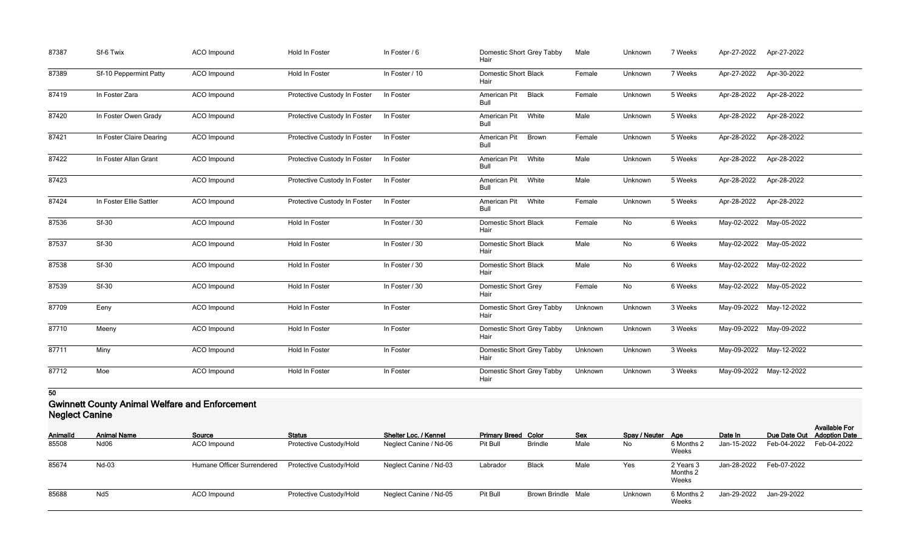| AnimalId | Animal Name | Source | Status | Shelter Loc. / Kennel | Primary Breed | Color | Sex | Spay / Neuter | Age | Date In | Due Date Out | Available For Adoption Date |
|---|---|---|---|---|---|---|---|---|---|---|---|---|
| 87387 | Sf-6 Twix | ACO Impound | Hold In Foster | In Foster / 6 | Domestic Short Hair | Grey Tabby | Male | Unknown | 7 Weeks | Apr-27-2022 | Apr-27-2022 | |
| 87389 | Sf-10 Peppermint Patty | ACO Impound | Hold In Foster | In Foster / 10 | Domestic Short Hair | Black | Female | Unknown | 7 Weeks | Apr-27-2022 | Apr-30-2022 | |
| 87419 | In Foster Zara | ACO Impound | Protective Custody In Foster | In Foster | American Pit Bull | Black | Female | Unknown | 5 Weeks | Apr-28-2022 | Apr-28-2022 | |
| 87420 | In Foster Owen Grady | ACO Impound | Protective Custody In Foster | In Foster | American Pit Bull | White | Male | Unknown | 5 Weeks | Apr-28-2022 | Apr-28-2022 | |
| 87421 | In Foster Claire Dearing | ACO Impound | Protective Custody In Foster | In Foster | American Pit Bull | Brown | Female | Unknown | 5 Weeks | Apr-28-2022 | Apr-28-2022 | |
| 87422 | In Foster Allan Grant | ACO Impound | Protective Custody In Foster | In Foster | American Pit Bull | White | Male | Unknown | 5 Weeks | Apr-28-2022 | Apr-28-2022 | |
| 87423 | | ACO Impound | Protective Custody In Foster | In Foster | American Pit Bull | White | Male | Unknown | 5 Weeks | Apr-28-2022 | Apr-28-2022 | |
| 87424 | In Foster Ellie Sattler | ACO Impound | Protective Custody In Foster | In Foster | American Pit Bull | White | Female | Unknown | 5 Weeks | Apr-28-2022 | Apr-28-2022 | |
| 87536 | Sf-30 | ACO Impound | Hold In Foster | In Foster / 30 | Domestic Short Hair | Black | Female | No | 6 Weeks | May-02-2022 | May-05-2022 | |
| 87537 | Sf-30 | ACO Impound | Hold In Foster | In Foster / 30 | Domestic Short Hair | Black | Male | No | 6 Weeks | May-02-2022 | May-05-2022 | |
| 87538 | Sf-30 | ACO Impound | Hold In Foster | In Foster / 30 | Domestic Short Hair | Black | Male | No | 6 Weeks | May-02-2022 | May-02-2022 | |
| 87539 | Sf-30 | ACO Impound | Hold In Foster | In Foster / 30 | Domestic Short Hair | Grey | Female | No | 6 Weeks | May-02-2022 | May-05-2022 | |
| 87709 | Eeny | ACO Impound | Hold In Foster | In Foster | Domestic Short Hair | Grey Tabby | Unknown | Unknown | 3 Weeks | May-09-2022 | May-12-2022 | |
| 87710 | Meeny | ACO Impound | Hold In Foster | In Foster | Domestic Short Hair | Grey Tabby | Unknown | Unknown | 3 Weeks | May-09-2022 | May-09-2022 | |
| 87711 | Miny | ACO Impound | Hold In Foster | In Foster | Domestic Short Hair | Grey Tabby | Unknown | Unknown | 3 Weeks | May-09-2022 | May-12-2022 | |
| 87712 | Moe | ACO Impound | Hold In Foster | In Foster | Domestic Short Hair | Grey Tabby | Unknown | Unknown | 3 Weeks | May-09-2022 | May-12-2022 | |

**50**

## Gwinnett County Animal Welfare and Enforcement
### Neglect Canine

| AnimalId | Animal Name | Source | Status | Shelter Loc. / Kennel | Primary Breed | Color | Sex | Spay / Neuter | Age | Date In | Due Date Out | Available For Adoption Date |
|---|---|---|---|---|---|---|---|---|---|---|---|---|
| 85508 | Nd06 | ACO Impound | Protective Custody/Hold | Neglect Canine / Nd-06 | Pit Bull | Brindle | Male | No | 6 Months 2 Weeks | Jan-15-2022 | Feb-04-2022 | Feb-04-2022 |
| 85674 | Nd-03 | Humane Officer Surrendered | Protective Custody/Hold | Neglect Canine / Nd-03 | Labrador | Black | Male | Yes | 2 Years 3 Months 2 Weeks | Jan-28-2022 | Feb-07-2022 | |
| 85688 | Nd5 | ACO Impound | Protective Custody/Hold | Neglect Canine / Nd-05 | Pit Bull | Brown Brindle | Male | Unknown | 6 Months 2 Weeks | Jan-29-2022 | Jan-29-2022 | |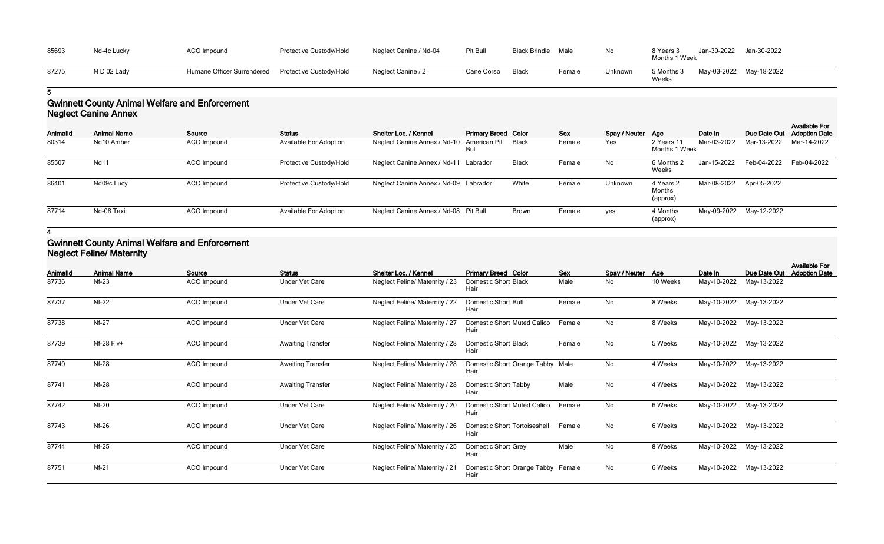| 85693 | Nd-4c Lucky | ACO Impound | Protective Custody/Hold | Neglect Canine / Nd-04 | Pit Bull | Black Brindle | Male | No | 8 Years 3 Months 1 Week | Jan-30-2022 | Jan-30-2022 | |
|---|---|---|---|---|---|---|---|---|---|---|---|---|
| 87275 | N D 02 Lady | Humane Officer Surrendered | Protective Custody/Hold | Neglect Canine / 2 | Cane Corso | Black | Female | Unknown | 5 Months 3 Weeks | May-03-2022 | May-18-2022 | |

5

## Gwinnett County Animal Welfare and Enforcement
### Neglect Canine Annex

| AnimalId | Animal Name | Source | Status | Shelter Loc. / Kennel | Primary Breed | Color | Sex | Spay / Neuter | Age | Date In | Due Date Out | Available For Adoption Date |
|---|---|---|---|---|---|---|---|---|---|---|---|---|
| 80314 | Nd10 Amber | ACO Impound | Available For Adoption | Neglect Canine Annex / Nd-10 | American Pit Bull | Black | Female | Yes | 2 Years 11 Months 1 Week | Mar-03-2022 | Mar-13-2022 | Mar-14-2022 |
| 85507 | Nd11 | ACO Impound | Protective Custody/Hold | Neglect Canine Annex / Nd-11 | Labrador | Black | Female | No | 6 Months 2 Weeks | Jan-15-2022 | Feb-04-2022 | Feb-04-2022 |
| 86401 | Nd09c Lucy | ACO Impound | Protective Custody/Hold | Neglect Canine Annex / Nd-09 | Labrador | White | Female | Unknown | 4 Years 2 Months (approx) | Mar-08-2022 | Apr-05-2022 | |
| 87714 | Nd-08 Taxi | ACO Impound | Available For Adoption | Neglect Canine Annex / Nd-08 | Pit Bull | Brown | Female | yes | 4 Months (approx) | May-09-2022 | May-12-2022 | |

4

## Gwinnett County Animal Welfare and Enforcement
### Neglect Feline/ Maternity

| AnimalId | Animal Name | Source | Status | Shelter Loc. / Kennel | Primary Breed | Color | Sex | Spay / Neuter | Age | Date In | Due Date Out | Available For Adoption Date |
|---|---|---|---|---|---|---|---|---|---|---|---|---|
| 87736 | Nf-23 | ACO Impound | Under Vet Care | Neglect Feline/ Maternity / 23 | Domestic Short Hair | Black | Male | No | 10 Weeks | May-10-2022 | May-13-2022 | |
| 87737 | Nf-22 | ACO Impound | Under Vet Care | Neglect Feline/ Maternity / 22 | Domestic Short Hair | Buff | Female | No | 8 Weeks | May-10-2022 | May-13-2022 | |
| 87738 | Nf-27 | ACO Impound | Under Vet Care | Neglect Feline/ Maternity / 27 | Domestic Short Hair | Muted Calico | Female | No | 8 Weeks | May-10-2022 | May-13-2022 | |
| 87739 | Nf-28 Fiv+ | ACO Impound | Awaiting Transfer | Neglect Feline/ Maternity / 28 | Domestic Short Hair | Black | Female | No | 5 Weeks | May-10-2022 | May-13-2022 | |
| 87740 | Nf-28 | ACO Impound | Awaiting Transfer | Neglect Feline/ Maternity / 28 | Domestic Short Hair | Orange Tabby | Male | No | 4 Weeks | May-10-2022 | May-13-2022 | |
| 87741 | Nf-28 | ACO Impound | Awaiting Transfer | Neglect Feline/ Maternity / 28 | Domestic Short Hair | Tabby | Male | No | 4 Weeks | May-10-2022 | May-13-2022 | |
| 87742 | Nf-20 | ACO Impound | Under Vet Care | Neglect Feline/ Maternity / 20 | Domestic Short Hair | Muted Calico | Female | No | 6 Weeks | May-10-2022 | May-13-2022 | |
| 87743 | Nf-26 | ACO Impound | Under Vet Care | Neglect Feline/ Maternity / 26 | Domestic Short Hair | Tortoiseshell | Female | No | 6 Weeks | May-10-2022 | May-13-2022 | |
| 87744 | Nf-25 | ACO Impound | Under Vet Care | Neglect Feline/ Maternity / 25 | Domestic Short Hair | Grey | Male | No | 8 Weeks | May-10-2022 | May-13-2022 | |
| 87751 | Nf-21 | ACO Impound | Under Vet Care | Neglect Feline/ Maternity / 21 | Domestic Short Hair | Orange Tabby | Female | No | 6 Weeks | May-10-2022 | May-13-2022 | |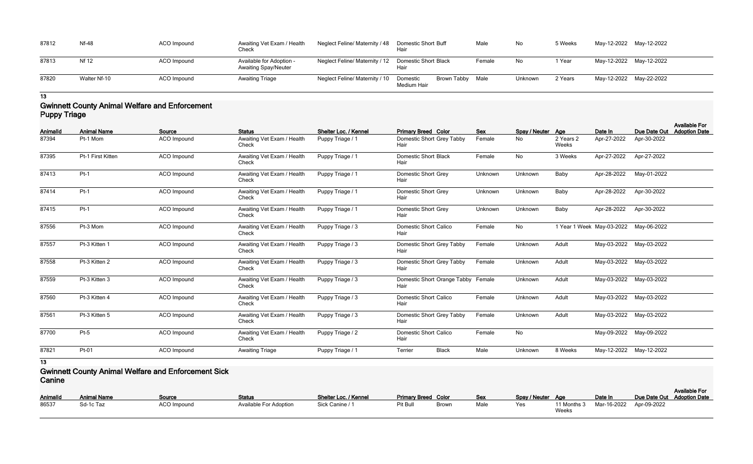| 87812 | Nf-48 | ACO Impound | Awaiting Vet Exam / Health Check | Neglect Feline/ Maternity / 48 | Domestic Short Hair | Buff | Male | No | 5 Weeks | May-12-2022 | May-12-2022 | |
|---|---|---|---|---|---|---|---|---|---|---|---|---|
| 87813 | Nf 12 | ACO Impound | Available for Adoption - Awaiting Spay/Neuter | Neglect Feline/ Maternity / 12 | Domestic Short Hair | Black | Female | No | 1 Year | May-12-2022 | May-12-2022 | |
| 87820 | Walter Nf-10 | ACO Impound | Awaiting Triage | Neglect Feline/ Maternity / 10 | Domestic Medium Hair | Brown Tabby | Male | Unknown | 2 Years | May-12-2022 | May-22-2022 | |

13

## Gwinnett County Animal Welfare and Enforcement Puppy Triage

| AnimalId | Animal Name | Source | Status | Shelter Loc. / Kennel | Primary Breed | Color | Sex | Spay / Neuter | Age | Date In | Due Date Out | Available For Adoption Date |
|---|---|---|---|---|---|---|---|---|---|---|---|---|
| 87394 | Pt-1 Mom | ACO Impound | Awaiting Vet Exam / Health Check | Puppy Triage / 1 | Domestic Short Hair | Grey Tabby | Female | No | 2 Years 2 Weeks | Apr-27-2022 | Apr-30-2022 | |
| 87395 | Pt-1 First Kitten | ACO Impound | Awaiting Vet Exam / Health Check | Puppy Triage / 1 | Domestic Short Hair | Black | Female | No | 3 Weeks | Apr-27-2022 | Apr-27-2022 | |
| 87413 | Pt-1 | ACO Impound | Awaiting Vet Exam / Health Check | Puppy Triage / 1 | Domestic Short Hair | Grey | Unknown | Unknown | Baby | Apr-28-2022 | May-01-2022 | |
| 87414 | Pt-1 | ACO Impound | Awaiting Vet Exam / Health Check | Puppy Triage / 1 | Domestic Short Hair | Grey | Unknown | Unknown | Baby | Apr-28-2022 | Apr-30-2022 | |
| 87415 | Pt-1 | ACO Impound | Awaiting Vet Exam / Health Check | Puppy Triage / 1 | Domestic Short Hair | Grey | Unknown | Unknown | Baby | Apr-28-2022 | Apr-30-2022 | |
| 87556 | Pt-3 Mom | ACO Impound | Awaiting Vet Exam / Health Check | Puppy Triage / 3 | Domestic Short Hair | Calico | Female | No | 1 Year 1 Week | May-03-2022 | May-06-2022 | |
| 87557 | Pt-3 Kitten 1 | ACO Impound | Awaiting Vet Exam / Health Check | Puppy Triage / 3 | Domestic Short Hair | Grey Tabby | Female | Unknown | Adult | May-03-2022 | May-03-2022 | |
| 87558 | Pt-3 Kitten 2 | ACO Impound | Awaiting Vet Exam / Health Check | Puppy Triage / 3 | Domestic Short Hair | Grey Tabby | Female | Unknown | Adult | May-03-2022 | May-03-2022 | |
| 87559 | Pt-3 Kitten 3 | ACO Impound | Awaiting Vet Exam / Health Check | Puppy Triage / 3 | Domestic Short Hair | Orange Tabby | Female | Unknown | Adult | May-03-2022 | May-03-2022 | |
| 87560 | Pt-3 Kitten 4 | ACO Impound | Awaiting Vet Exam / Health Check | Puppy Triage / 3 | Domestic Short Hair | Calico | Female | Unknown | Adult | May-03-2022 | May-03-2022 | |
| 87561 | Pt-3 Kitten 5 | ACO Impound | Awaiting Vet Exam / Health Check | Puppy Triage / 3 | Domestic Short Hair | Grey Tabby | Female | Unknown | Adult | May-03-2022 | May-03-2022 | |
| 87700 | Pt-5 | ACO Impound | Awaiting Vet Exam / Health Check | Puppy Triage / 2 | Domestic Short Hair | Calico | Female | No | | May-09-2022 | May-09-2022 | |
| 87821 | Pt-01 | ACO Impound | Awaiting Triage | Puppy Triage / 1 | Terrier | Black | Male | Unknown | 8 Weeks | May-12-2022 | May-12-2022 | |

13

## Gwinnett County Animal Welfare and Enforcement Sick Canine

| AnimalId | Animal Name | Source | Status | Shelter Loc. / Kennel | Primary Breed | Color | Sex | Spay / Neuter | Age | Date In | Due Date Out | Available For Adoption Date |
|---|---|---|---|---|---|---|---|---|---|---|---|---|
| 86537 | Sd-1c Taz | ACO Impound | Available For Adoption | Sick Canine / 1 | Pit Bull | Brown | Male | Yes | 11 Months 3 Weeks | Mar-16-2022 | Apr-09-2022 | |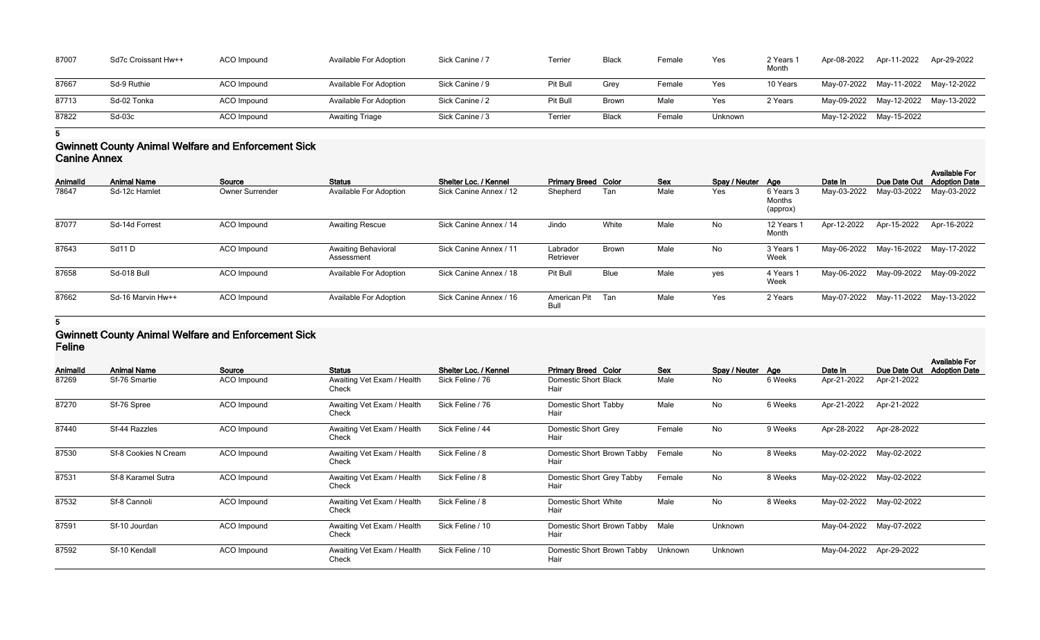| AnimalId | Animal Name | Source | Status | Shelter Loc. / Kennel | Primary Breed | Color | Sex | Spay / Neuter | Age | Date In | Due Date Out | Available For Adoption Date |
|---|---|---|---|---|---|---|---|---|---|---|---|---|
| 87007 | Sd7c Croissant Hw++ | ACO Impound | Available For Adoption | Sick Canine / 7 | Terrier | Black | Female | Yes | 2 Years 1 Month | Apr-08-2022 | Apr-11-2022 | Apr-29-2022 |
| 87667 | Sd-9 Ruthie | ACO Impound | Available For Adoption | Sick Canine / 9 | Pit Bull | Grey | Female | Yes | 10 Years | May-07-2022 | May-11-2022 | May-12-2022 |
| 87713 | Sd-02 Tonka | ACO Impound | Available For Adoption | Sick Canine / 2 | Pit Bull | Brown | Male | Yes | 2 Years | May-09-2022 | May-12-2022 | May-13-2022 |
| 87822 | Sd-03c | ACO Impound | Awaiting Triage | Sick Canine / 3 | Terrier | Black | Female | Unknown | | May-12-2022 | May-15-2022 | |

5

## Gwinnett County Animal Welfare and Enforcement Sick Canine Annex

| AnimalId | Animal Name | Source | Status | Shelter Loc. / Kennel | Primary Breed | Color | Sex | Spay / Neuter | Age | Date In | Due Date Out | Available For Adoption Date |
|---|---|---|---|---|---|---|---|---|---|---|---|---|
| 78647 | Sd-12c Hamlet | Owner Surrender | Available For Adoption | Sick Canine Annex / 12 | Shepherd | Tan | Male | Yes | 6 Years 3 Months (approx) | May-03-2022 | May-03-2022 | May-03-2022 |
| 87077 | Sd-14d Forrest | ACO Impound | Awaiting Rescue | Sick Canine Annex / 14 | Jindo | White | Male | No | 12 Years 1 Month | Apr-12-2022 | Apr-15-2022 | Apr-16-2022 |
| 87643 | Sd11 D | ACO Impound | Awaiting Behavioral Assessment | Sick Canine Annex / 11 | Labrador Retriever | Brown | Male | No | 3 Years 1 Week | May-06-2022 | May-16-2022 | May-17-2022 |
| 87658 | Sd-018 Bull | ACO Impound | Available For Adoption | Sick Canine Annex / 18 | Pit Bull | Blue | Male | yes | 4 Years 1 Week | May-06-2022 | May-09-2022 | May-09-2022 |
| 87662 | Sd-16 Marvin Hw++ | ACO Impound | Available For Adoption | Sick Canine Annex / 16 | American Pit Bull | Tan | Male | Yes | 2 Years | May-07-2022 | May-11-2022 | May-13-2022 |

5

## Gwinnett County Animal Welfare and Enforcement Sick Feline

| AnimalId | Animal Name | Source | Status | Shelter Loc. / Kennel | Primary Breed | Color | Sex | Spay / Neuter | Age | Date In | Due Date Out | Available For Adoption Date |
|---|---|---|---|---|---|---|---|---|---|---|---|---|
| 87269 | Sf-76 Smartie | ACO Impound | Awaiting Vet Exam / Health Check | Sick Feline / 76 | Domestic Short Hair | Black | Male | No | 6 Weeks | Apr-21-2022 | Apr-21-2022 | |
| 87270 | Sf-76 Spree | ACO Impound | Awaiting Vet Exam / Health Check | Sick Feline / 76 | Domestic Short Hair | Tabby | Male | No | 6 Weeks | Apr-21-2022 | Apr-21-2022 | |
| 87440 | Sf-44 Razzles | ACO Impound | Awaiting Vet Exam / Health Check | Sick Feline / 44 | Domestic Short Hair | Grey | Female | No | 9 Weeks | Apr-28-2022 | Apr-28-2022 | |
| 87530 | Sf-8 Cookies N Cream | ACO Impound | Awaiting Vet Exam / Health Check | Sick Feline / 8 | Domestic Short Hair | Brown Tabby | Female | No | 8 Weeks | May-02-2022 | May-02-2022 | |
| 87531 | Sf-8 Karamel Sutra | ACO Impound | Awaiting Vet Exam / Health Check | Sick Feline / 8 | Domestic Short Hair | Grey Tabby | Female | No | 8 Weeks | May-02-2022 | May-02-2022 | |
| 87532 | Sf-8 Cannoli | ACO Impound | Awaiting Vet Exam / Health Check | Sick Feline / 8 | Domestic Short Hair | White | Male | No | 8 Weeks | May-02-2022 | May-02-2022 | |
| 87591 | Sf-10 Jourdan | ACO Impound | Awaiting Vet Exam / Health Check | Sick Feline / 10 | Domestic Short Hair | Brown Tabby | Male | Unknown | | May-04-2022 | May-07-2022 | |
| 87592 | Sf-10 Kendall | ACO Impound | Awaiting Vet Exam / Health Check | Sick Feline / 10 | Domestic Short Hair | Brown Tabby | Unknown | Unknown | | May-04-2022 | Apr-29-2022 | |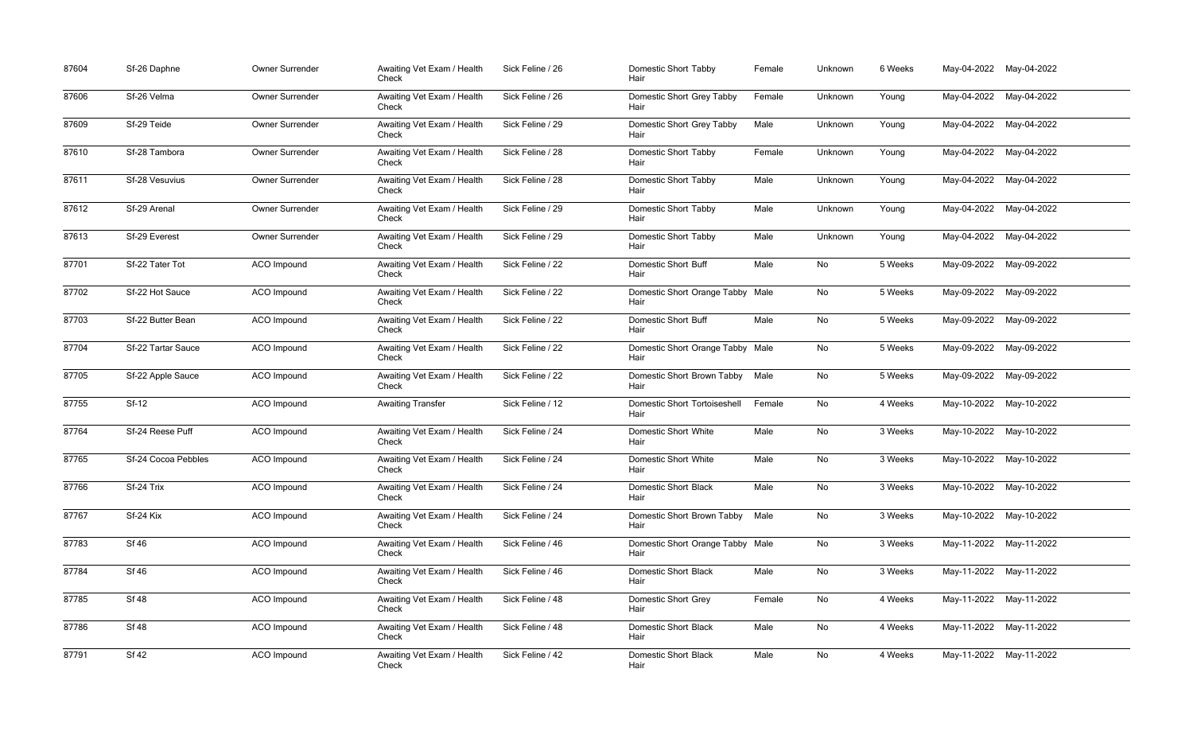| 87604 | Sf-26 Daphne | Owner Surrender | Awaiting Vet Exam / Health Check | Sick Feline / 26 | Domestic Short Tabby Hair | Female | Unknown | 6 Weeks | May-04-2022 | May-04-2022 |
|---|---|---|---|---|---|---|---|---|---|---|
| 87606 | Sf-26 Velma | Owner Surrender | Awaiting Vet Exam / Health Check | Sick Feline / 26 | Domestic Short Grey Tabby Hair | Female | Unknown | Young | May-04-2022 | May-04-2022 |
| 87609 | Sf-29 Teide | Owner Surrender | Awaiting Vet Exam / Health Check | Sick Feline / 29 | Domestic Short Grey Tabby Hair | Male | Unknown | Young | May-04-2022 | May-04-2022 |
| 87610 | Sf-28 Tambora | Owner Surrender | Awaiting Vet Exam / Health Check | Sick Feline / 28 | Domestic Short Tabby Hair | Female | Unknown | Young | May-04-2022 | May-04-2022 |
| 87611 | Sf-28 Vesuvius | Owner Surrender | Awaiting Vet Exam / Health Check | Sick Feline / 28 | Domestic Short Tabby Hair | Male | Unknown | Young | May-04-2022 | May-04-2022 |
| 87612 | Sf-29 Arenal | Owner Surrender | Awaiting Vet Exam / Health Check | Sick Feline / 29 | Domestic Short Tabby Hair | Male | Unknown | Young | May-04-2022 | May-04-2022 |
| 87613 | Sf-29 Everest | Owner Surrender | Awaiting Vet Exam / Health Check | Sick Feline / 29 | Domestic Short Tabby Hair | Male | Unknown | Young | May-04-2022 | May-04-2022 |
| 87701 | Sf-22 Tater Tot | ACO Impound | Awaiting Vet Exam / Health Check | Sick Feline / 22 | Domestic Short Buff Hair | Male | No | 5 Weeks | May-09-2022 | May-09-2022 |
| 87702 | Sf-22 Hot Sauce | ACO Impound | Awaiting Vet Exam / Health Check | Sick Feline / 22 | Domestic Short Orange Tabby Hair | Male | No | 5 Weeks | May-09-2022 | May-09-2022 |
| 87703 | Sf-22 Butter Bean | ACO Impound | Awaiting Vet Exam / Health Check | Sick Feline / 22 | Domestic Short Buff Hair | Male | No | 5 Weeks | May-09-2022 | May-09-2022 |
| 87704 | Sf-22 Tartar Sauce | ACO Impound | Awaiting Vet Exam / Health Check | Sick Feline / 22 | Domestic Short Orange Tabby Hair | Male | No | 5 Weeks | May-09-2022 | May-09-2022 |
| 87705 | Sf-22 Apple Sauce | ACO Impound | Awaiting Vet Exam / Health Check | Sick Feline / 22 | Domestic Short Brown Tabby Hair | Male | No | 5 Weeks | May-09-2022 | May-09-2022 |
| 87755 | Sf-12 | ACO Impound | Awaiting Transfer | Sick Feline / 12 | Domestic Short Tortoiseshell Hair | Female | No | 4 Weeks | May-10-2022 | May-10-2022 |
| 87764 | Sf-24 Reese Puff | ACO Impound | Awaiting Vet Exam / Health Check | Sick Feline / 24 | Domestic Short White Hair | Male | No | 3 Weeks | May-10-2022 | May-10-2022 |
| 87765 | Sf-24 Cocoa Pebbles | ACO Impound | Awaiting Vet Exam / Health Check | Sick Feline / 24 | Domestic Short White Hair | Male | No | 3 Weeks | May-10-2022 | May-10-2022 |
| 87766 | Sf-24 Trix | ACO Impound | Awaiting Vet Exam / Health Check | Sick Feline / 24 | Domestic Short Black Hair | Male | No | 3 Weeks | May-10-2022 | May-10-2022 |
| 87767 | Sf-24 Kix | ACO Impound | Awaiting Vet Exam / Health Check | Sick Feline / 24 | Domestic Short Brown Tabby Hair | Male | No | 3 Weeks | May-10-2022 | May-10-2022 |
| 87783 | Sf 46 | ACO Impound | Awaiting Vet Exam / Health Check | Sick Feline / 46 | Domestic Short Orange Tabby Hair | Male | No | 3 Weeks | May-11-2022 | May-11-2022 |
| 87784 | Sf 46 | ACO Impound | Awaiting Vet Exam / Health Check | Sick Feline / 46 | Domestic Short Black Hair | Male | No | 3 Weeks | May-11-2022 | May-11-2022 |
| 87785 | Sf 48 | ACO Impound | Awaiting Vet Exam / Health Check | Sick Feline / 48 | Domestic Short Grey Hair | Female | No | 4 Weeks | May-11-2022 | May-11-2022 |
| 87786 | Sf 48 | ACO Impound | Awaiting Vet Exam / Health Check | Sick Feline / 48 | Domestic Short Black Hair | Male | No | 4 Weeks | May-11-2022 | May-11-2022 |
| 87791 | Sf 42 | ACO Impound | Awaiting Vet Exam / Health Check | Sick Feline / 42 | Domestic Short Black Hair | Male | No | 4 Weeks | May-11-2022 | May-11-2022 |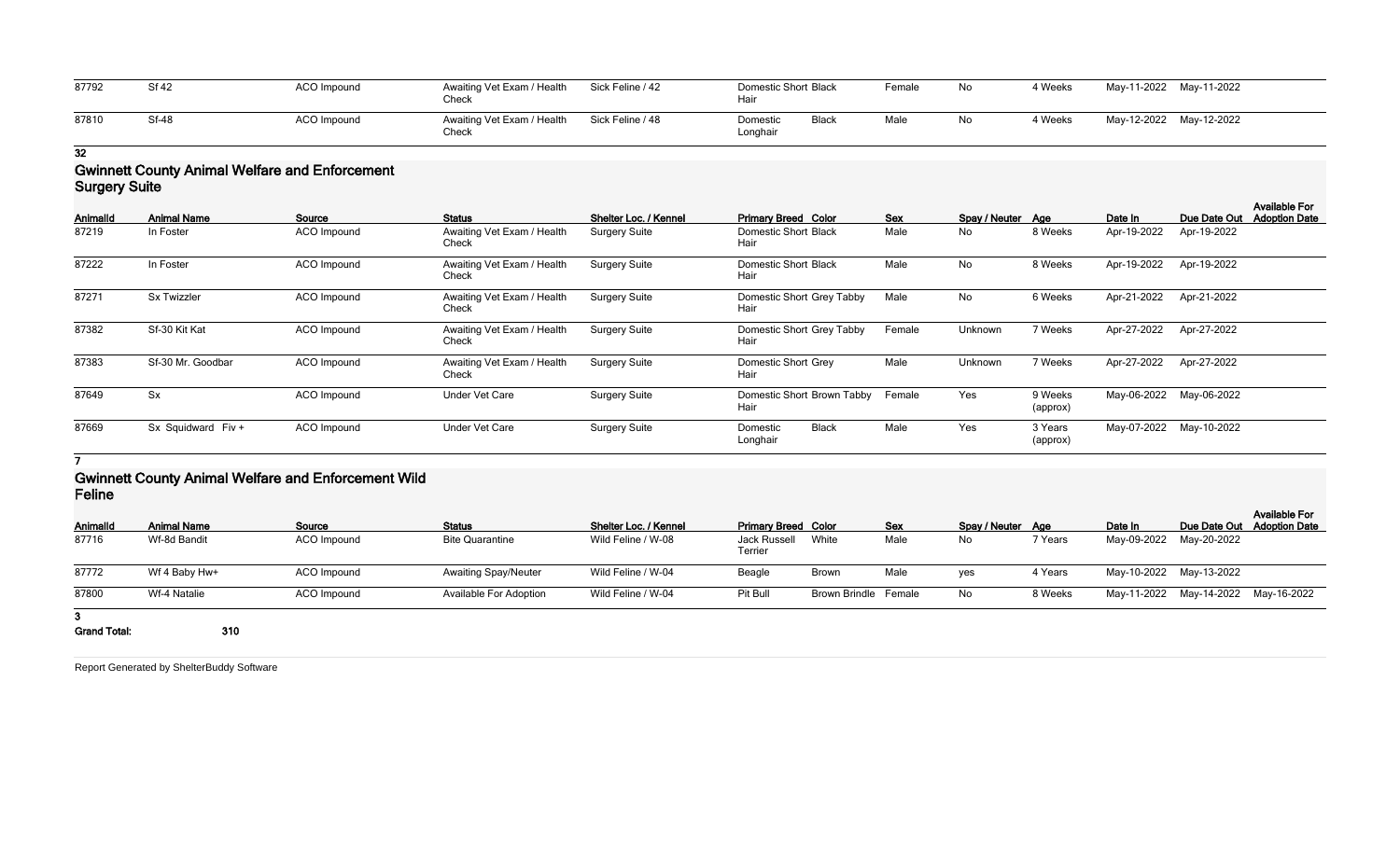| | | | | | | | | | | | | | |
|---|---|---|---|---|---|---|---|---|---|---|---|---|---|
| 87792 | Sf 42 | ACO Impound | Awaiting Vet Exam / Health Check | Sick Feline / 42 | Domestic Short Hair | Black | Female | No | 4 Weeks | May-11-2022 | May-11-2022 | |
| 87810 | Sf-48 | ACO Impound | Awaiting Vet Exam / Health Check | Sick Feline / 48 | Domestic Longhair | Black | Male | No | 4 Weeks | May-12-2022 | May-12-2022 | |

**32**

## Gwinnett County Animal Welfare and Enforcement Surgery Suite

| AnimalId | Animal Name | Source | Status | Shelter Loc. / Kennel | Primary Breed | Color | Sex | Spay / Neuter | Age | Date In | Due Date Out | Available For Adoption Date |
|---|---|---|---|---|---|---|---|---|---|---|---|---|
| 87219 | In Foster | ACO Impound | Awaiting Vet Exam / Health Check | Surgery Suite | Domestic Short Hair | Black | Male | No | 8 Weeks | Apr-19-2022 | Apr-19-2022 | |
| 87222 | In Foster | ACO Impound | Awaiting Vet Exam / Health Check | Surgery Suite | Domestic Short Hair | Black | Male | No | 8 Weeks | Apr-19-2022 | Apr-19-2022 | |
| 87271 | Sx Twizzler | ACO Impound | Awaiting Vet Exam / Health Check | Surgery Suite | Domestic Short Hair | Grey Tabby | Male | No | 6 Weeks | Apr-21-2022 | Apr-21-2022 | |
| 87382 | Sf-30 Kit Kat | ACO Impound | Awaiting Vet Exam / Health Check | Surgery Suite | Domestic Short Hair | Grey Tabby | Female | Unknown | 7 Weeks | Apr-27-2022 | Apr-27-2022 | |
| 87383 | Sf-30 Mr. Goodbar | ACO Impound | Awaiting Vet Exam / Health Check | Surgery Suite | Domestic Short Hair | Grey | Male | Unknown | 7 Weeks | Apr-27-2022 | Apr-27-2022 | |
| 87649 | Sx | ACO Impound | Under Vet Care | Surgery Suite | Domestic Short Hair | Brown Tabby | Female | Yes | 9 Weeks (approx) | May-06-2022 | May-06-2022 | |
| 87669 | Sx Squidward Fiv + | ACO Impound | Under Vet Care | Surgery Suite | Domestic Longhair | Black | Male | Yes | 3 Years (approx) | May-07-2022 | May-10-2022 | |

**7**

## Gwinnett County Animal Welfare and Enforcement Wild Feline

| AnimalId | Animal Name | Source | Status | Shelter Loc. / Kennel | Primary Breed | Color | Sex | Spay / Neuter | Age | Date In | Due Date Out | Available For Adoption Date |
|---|---|---|---|---|---|---|---|---|---|---|---|---|
| 87716 | Wf-8d Bandit | ACO Impound | Bite Quarantine | Wild Feline / W-08 | Jack Russell Terrier | White | Male | No | 7 Years | May-09-2022 | May-20-2022 | |
| 87772 | Wf 4 Baby Hw+ | ACO Impound | Awaiting Spay/Neuter | Wild Feline / W-04 | Beagle | Brown | Male | yes | 4 Years | May-10-2022 | May-13-2022 | |
| 87800 | Wf-4 Natalie | ACO Impound | Available For Adoption | Wild Feline / W-04 | Pit Bull | Brown Brindle | Female | No | 8 Weeks | May-11-2022 | May-14-2022 | May-16-2022 |

**3**

**Grand Total:** 310

Report Generated by ShelterBuddy Software